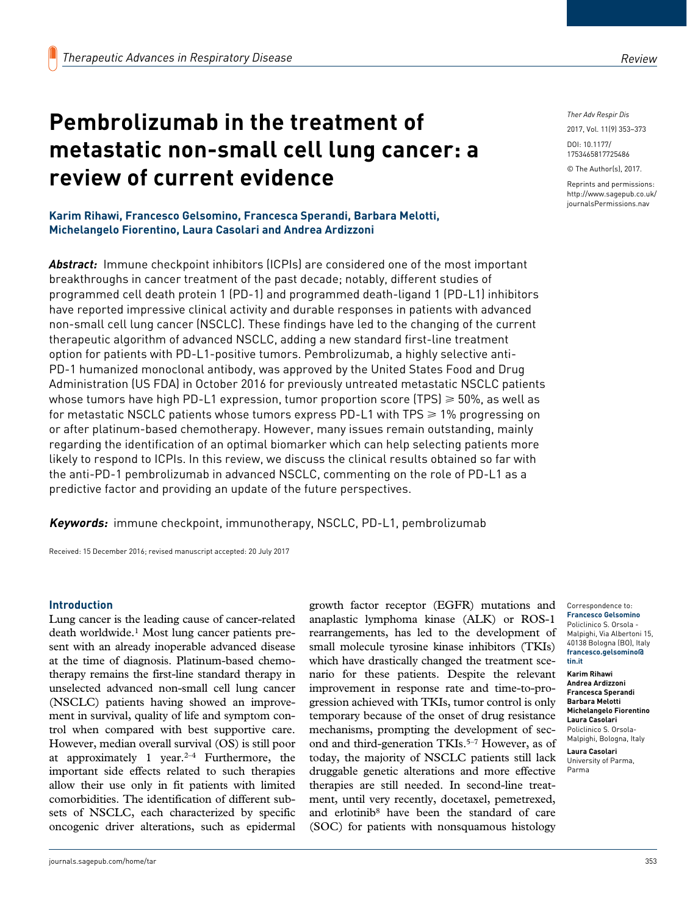# Pembrolizumab in the treatment of metastatic non-small cell lung cancer: a review of current evidence

**Karim Rihawi, Francesco Gelsomino, Francesca Sperandi, Barbara Melotti, Michelangelo Fiorentino, Laura Casolari and Andrea Ardizzoni**

***Abstract:*** Immune checkpoint inhibitors (ICPIs) are considered one of the most important breakthroughs in cancer treatment of the past decade; notably, different studies of programmed cell death protein 1 (PD-1) and programmed death-ligand 1 (PD-L1) inhibitors have reported impressive clinical activity and durable responses in patients with advanced non-small cell lung cancer (NSCLC). These findings have led to the changing of the current therapeutic algorithm of advanced NSCLC, adding a new standard first-line treatment option for patients with PD-L1-positive tumors. Pembrolizumab, a highly selective anti-PD-1 humanized monoclonal antibody, was approved by the United States Food and Drug Administration (US FDA) in October 2016 for previously untreated metastatic NSCLC patients whose tumors have high PD-L1 expression, tumor proportion score (TPS) ⩾ 50%, as well as for metastatic NSCLC patients whose tumors express PD-L1 with TPS ⩾ 1% progressing on or after platinum-based chemotherapy. However, many issues remain outstanding, mainly regarding the identification of an optimal biomarker which can help selecting patients more likely to respond to ICPIs. In this review, we discuss the clinical results obtained so far with the anti-PD-1 pembrolizumab in advanced NSCLC, commenting on the role of PD-L1 as a predictive factor and providing an update of the future perspectives.

***Keywords:*** immune checkpoint, immunotherapy, NSCLC, PD-L1, pembrolizumab

Received: 15 December 2016; revised manuscript accepted: 20 July 2017

Correspondence to:
**Francesco Gelsomino**
Policlinico S. Orsola - Malpighi, Via Albertoni 15, 40138 Bologna (BO), Italy
**francesco.gelsomino@tin.it**

**Karim Rihawi**
**Andrea Ardizzoni**
**Francesca Sperandi**
**Barbara Melotti**
**Michelangelo Fiorentino**
**Laura Casolari**
Policlinico S. Orsola-Malpighi, Bologna, Italy

**Laura Casolari**
University of Parma, Parma

## Introduction

Lung cancer is the leading cause of cancer-related death worldwide.[1] Most lung cancer patients present with an already inoperable advanced disease at the time of diagnosis. Platinum-based chemotherapy remains the first-line standard therapy in unselected advanced non-small cell lung cancer (NSCLC) patients having showed an improvement in survival, quality of life and symptom control when compared with best supportive care. However, median overall survival (OS) is still poor at approximately 1 year.[2–4] Furthermore, the important side effects related to such therapies allow their use only in fit patients with limited comorbidities. The identification of different subsets of NSCLC, each characterized by specific oncogenic driver alterations, such as epidermal growth factor receptor (EGFR) mutations and anaplastic lymphoma kinase (ALK) or ROS-1 rearrangements, has led to the development of small molecule tyrosine kinase inhibitors (TKIs) which have drastically changed the treatment scenario for these patients. Despite the relevant improvement in response rate and time-to-progression achieved with TKIs, tumor control is only temporary because of the onset of drug resistance mechanisms, prompting the development of second and third-generation TKIs.[5–7] However, as of today, the majority of NSCLC patients still lack druggable genetic alterations and more effective therapies are still needed. In second-line treatment, until very recently, docetaxel, pemetrexed, and erlotinib[8] have been the standard of care (SOC) for patients with nonsquamous histology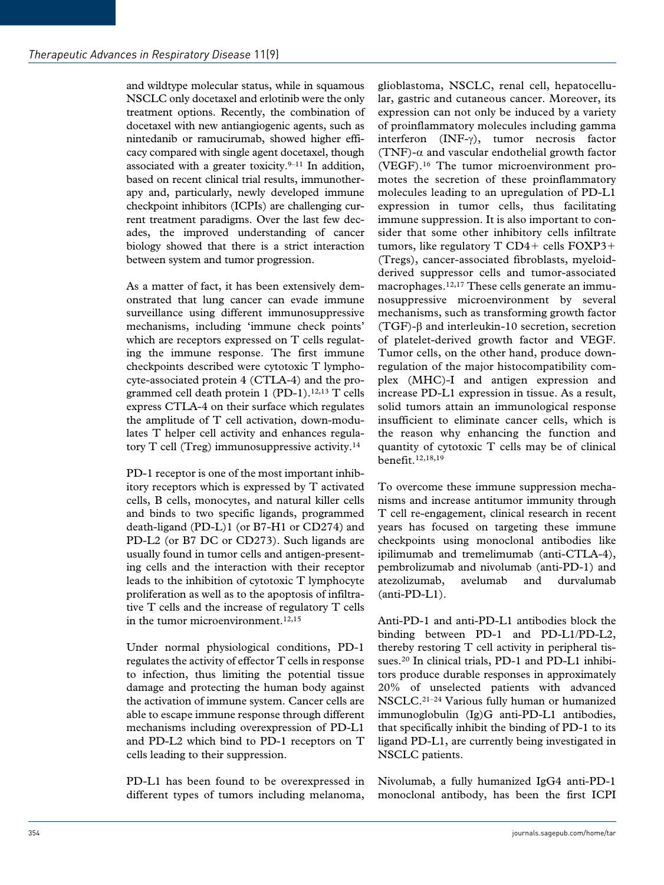and wildtype molecular status, while in squamous NSCLC only docetaxel and erlotinib were the only treatment options. Recently, the combination of docetaxel with new antiangiogenic agents, such as nintedanib or ramucirumab, showed higher efficacy compared with single agent docetaxel, though associated with a greater toxicity.[9–11] In addition, based on recent clinical trial results, immunotherapy and, particularly, newly developed immune checkpoint inhibitors (ICPIs) are challenging current treatment paradigms. Over the last few decades, the improved understanding of cancer biology showed that there is a strict interaction between system and tumor progression.

As a matter of fact, it has been extensively demonstrated that lung cancer can evade immune surveillance using different immunosuppressive mechanisms, including 'immune check points' which are receptors expressed on T cells regulating the immune response. The first immune checkpoints described were cytotoxic T lymphocyte-associated protein 4 (CTLA-4) and the programmed cell death protein 1 (PD-1).[12,13] T cells express CTLA-4 on their surface which regulates the amplitude of T cell activation, down-modulates T helper cell activity and enhances regulatory T cell (Treg) immunosuppressive activity.[14]

PD-1 receptor is one of the most important inhibitory receptors which is expressed by T activated cells, B cells, monocytes, and natural killer cells and binds to two specific ligands, programmed death-ligand (PD-L)1 (or B7-H1 or CD274) and PD-L2 (or B7 DC or CD273). Such ligands are usually found in tumor cells and antigen-presenting cells and the interaction with their receptor leads to the inhibition of cytotoxic T lymphocyte proliferation as well as to the apoptosis of infiltrative T cells and the increase of regulatory T cells in the tumor microenvironment.[12,15]

Under normal physiological conditions, PD-1 regulates the activity of effector T cells in response to infection, thus limiting the potential tissue damage and protecting the human body against the activation of immune system. Cancer cells are able to escape immune response through different mechanisms including overexpression of PD-L1 and PD-L2 which bind to PD-1 receptors on T cells leading to their suppression.

PD-L1 has been found to be overexpressed in different types of tumors including melanoma, glioblastoma, NSCLC, renal cell, hepatocellular, gastric and cutaneous cancer. Moreover, its expression can not only be induced by a variety of proinflammatory molecules including gamma interferon (INF-γ), tumor necrosis factor (TNF)-α and vascular endothelial growth factor (VEGF).[16] The tumor microenvironment promotes the secretion of these proinflammatory molecules leading to an upregulation of PD-L1 expression in tumor cells, thus facilitating immune suppression. It is also important to consider that some other inhibitory cells infiltrate tumors, like regulatory T CD4+ cells FOXP3+ (Tregs), cancer-associated fibroblasts, myeloid-derived suppressor cells and tumor-associated macrophages.[12,17] These cells generate an immunosuppressive microenvironment by several mechanisms, such as transforming growth factor (TGF)-β and interleukin-10 secretion, secretion of platelet-derived growth factor and VEGF. Tumor cells, on the other hand, produce downregulation of the major histocompatibility complex (MHC)-I and antigen expression and increase PD-L1 expression in tissue. As a result, solid tumors attain an immunological response insufficient to eliminate cancer cells, which is the reason why enhancing the function and quantity of cytotoxic T cells may be of clinical benefit.[12,18,19]

To overcome these immune suppression mechanisms and increase antitumor immunity through T cell re-engagement, clinical research in recent years has focused on targeting these immune checkpoints using monoclonal antibodies like ipilimumab and tremelimumab (anti-CTLA-4), pembrolizumab and nivolumab (anti-PD-1) and atezolizumab, avelumab and durvalumab (anti-PD-L1).

Anti-PD-1 and anti-PD-L1 antibodies block the binding between PD-1 and PD-L1/PD-L2, thereby restoring T cell activity in peripheral tissues.[20] In clinical trials, PD-1 and PD-L1 inhibitors produce durable responses in approximately 20% of unselected patients with advanced NSCLC.[21–24] Various fully human or humanized immunoglobulin (Ig)G anti-PD-L1 antibodies, that specifically inhibit the binding of PD-1 to its ligand PD-L1, are currently being investigated in NSCLC patients.

Nivolumab, a fully humanized IgG4 anti-PD-1 monoclonal antibody, has been the first ICPI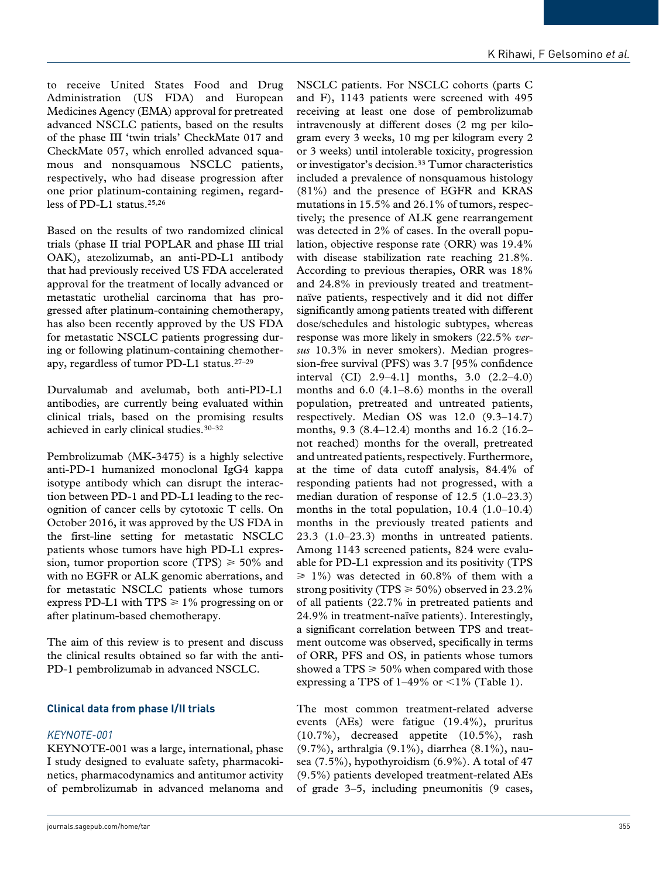to receive United States Food and Drug Administration (US FDA) and European Medicines Agency (EMA) approval for pretreated advanced NSCLC patients, based on the results of the phase III 'twin trials' CheckMate 017 and CheckMate 057, which enrolled advanced squamous and nonsquamous NSCLC patients, respectively, who had disease progression after one prior platinum-containing regimen, regardless of PD-L1 status.[25,26]

Based on the results of two randomized clinical trials (phase II trial POPLAR and phase III trial OAK), atezolizumab, an anti-PD-L1 antibody that had previously received US FDA accelerated approval for the treatment of locally advanced or metastatic urothelial carcinoma that has progressed after platinum-containing chemotherapy, has also been recently approved by the US FDA for metastatic NSCLC patients progressing during or following platinum-containing chemotherapy, regardless of tumor PD-L1 status.[27–29]

Durvalumab and avelumab, both anti-PD-L1 antibodies, are currently being evaluated within clinical trials, based on the promising results achieved in early clinical studies.[30–32]

Pembrolizumab (MK-3475) is a highly selective anti-PD-1 humanized monoclonal IgG4 kappa isotype antibody which can disrupt the interaction between PD-1 and PD-L1 leading to the recognition of cancer cells by cytotoxic T cells. On October 2016, it was approved by the US FDA in the first-line setting for metastatic NSCLC patients whose tumors have high PD-L1 expression, tumor proportion score (TPS) ⩾ 50% and with no EGFR or ALK genomic aberrations, and for metastatic NSCLC patients whose tumors express PD-L1 with TPS ⩾ 1% progressing on or after platinum-based chemotherapy.

The aim of this review is to present and discuss the clinical results obtained so far with the anti-PD-1 pembrolizumab in advanced NSCLC.

## Clinical data from phase I/II trials

### *KEYNOTE-001*

KEYNOTE-001 was a large, international, phase I study designed to evaluate safety, pharmacokinetics, pharmacodynamics and antitumor activity of pembrolizumab in advanced melanoma and NSCLC patients. For NSCLC cohorts (parts C and F), 1143 patients were screened with 495 receiving at least one dose of pembrolizumab intravenously at different doses (2 mg per kilogram every 3 weeks, 10 mg per kilogram every 2 or 3 weeks) until intolerable toxicity, progression or investigator's decision.[33] Tumor characteristics included a prevalence of nonsquamous histology (81%) and the presence of EGFR and KRAS mutations in 15.5% and 26.1% of tumors, respectively; the presence of ALK gene rearrangement was detected in 2% of cases. In the overall population, objective response rate (ORR) was 19.4% with disease stabilization rate reaching 21.8%. According to previous therapies, ORR was 18% and 24.8% in previously treated and treatment-naïve patients, respectively and it did not differ significantly among patients treated with different dose/schedules and histologic subtypes, whereas response was more likely in smokers (22.5% *versus* 10.3% in never smokers). Median progression-free survival (PFS) was 3.7 [95% confidence interval (CI) 2.9–4.1] months, 3.0 (2.2–4.0) months and 6.0 (4.1–8.6) months in the overall population, pretreated and untreated patients, respectively. Median OS was 12.0 (9.3–14.7) months, 9.3 (8.4–12.4) months and 16.2 (16.2–not reached) months for the overall, pretreated and untreated patients, respectively. Furthermore, at the time of data cutoff analysis, 84.4% of responding patients had not progressed, with a median duration of response of 12.5 (1.0–23.3) months in the total population, 10.4 (1.0–10.4) months in the previously treated patients and 23.3 (1.0–23.3) months in untreated patients. Among 1143 screened patients, 824 were evaluable for PD-L1 expression and its positivity (TPS ⩾ 1%) was detected in 60.8% of them with a strong positivity (TPS ⩾ 50%) observed in 23.2% of all patients (22.7% in pretreated patients and 24.9% in treatment-naïve patients). Interestingly, a significant correlation between TPS and treatment outcome was observed, specifically in terms of ORR, PFS and OS, in patients whose tumors showed a TPS ⩾ 50% when compared with those expressing a TPS of 1–49% or <1% (Table 1).

The most common treatment-related adverse events (AEs) were fatigue (19.4%), pruritus (10.7%), decreased appetite (10.5%), rash (9.7%), arthralgia (9.1%), diarrhea (8.1%), nausea (7.5%), hypothyroidism (6.9%). A total of 47 (9.5%) patients developed treatment-related AEs of grade 3–5, including pneumonitis (9 cases,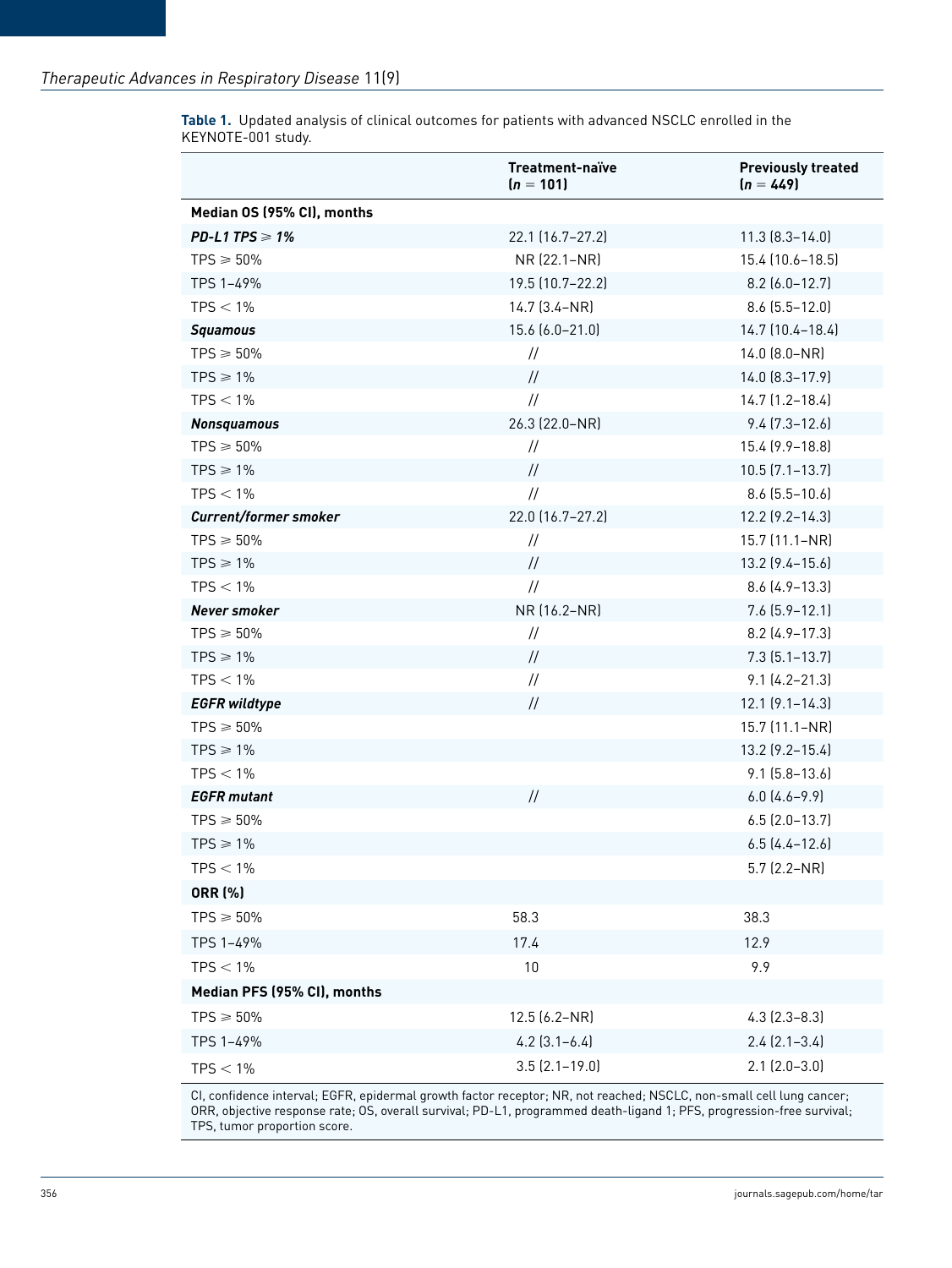**Table 1.** Updated analysis of clinical outcomes for patients with advanced NSCLC enrolled in the KEYNOTE-001 study.

| | Treatment-naïve ($n$ = 101) | Previously treated ($n$ = 449) |
|---|---|---|
| **Median OS (95% CI), months** | | |
| ***PD-L1 TPS ⩾ 1%*** | 22.1 (16.7–27.2) | 11.3 (8.3–14.0) |
| TPS ⩾ 50% | NR (22.1–NR) | 15.4 (10.6–18.5) |
| TPS 1–49% | 19.5 (10.7–22.2) | 8.2 (6.0–12.7) |
| TPS < 1% | 14.7 (3.4–NR) | 8.6 (5.5–12.0) |
| ***Squamous*** | 15.6 (6.0–21.0) | 14.7 (10.4–18.4) |
| TPS ⩾ 50% | // | 14.0 (8.0–NR) |
| TPS ⩾ 1% | // | 14.0 (8.3–17.9) |
| TPS < 1% | // | 14.7 (1.2–18.4) |
| ***Nonsquamous*** | 26.3 (22.0–NR) | 9.4 (7.3–12.6) |
| TPS ⩾ 50% | // | 15.4 (9.9–18.8) |
| TPS ⩾ 1% | // | 10.5 (7.1–13.7) |
| TPS < 1% | // | 8.6 (5.5–10.6) |
| ***Current/former smoker*** | 22.0 (16.7–27.2) | 12.2 (9.2–14.3) |
| TPS ⩾ 50% | // | 15.7 (11.1–NR) |
| TPS ⩾ 1% | // | 13.2 (9.4–15.6) |
| TPS < 1% | // | 8.6 (4.9–13.3) |
| ***Never smoker*** | NR (16.2–NR) | 7.6 (5.9–12.1) |
| TPS ⩾ 50% | // | 8.2 (4.9–17.3) |
| TPS ⩾ 1% | // | 7.3 (5.1–13.7) |
| TPS < 1% | // | 9.1 (4.2–21.3) |
| ***EGFR wildtype*** | // | 12.1 (9.1–14.3) |
| TPS ⩾ 50% | | 15.7 (11.1–NR) |
| TPS ⩾ 1% | | 13.2 (9.2–15.4) |
| TPS < 1% | | 9.1 (5.8–13.6) |
| ***EGFR mutant*** | // | 6.0 (4.6–9.9) |
| TPS ⩾ 50% | | 6.5 (2.0–13.7) |
| TPS ⩾ 1% | | 6.5 (4.4–12.6) |
| TPS < 1% | | 5.7 (2.2–NR) |
| **ORR (%)** | | |
| TPS ⩾ 50% | 58.3 | 38.3 |
| TPS 1–49% | 17.4 | 12.9 |
| TPS < 1% | 10 | 9.9 |
| **Median PFS (95% CI), months** | | |
| TPS ⩾ 50% | 12.5 (6.2–NR) | 4.3 (2.3–8.3) |
| TPS 1–49% | 4.2 (3.1–6.4) | 2.4 (2.1–3.4) |
| TPS < 1% | 3.5 (2.1–19.0) | 2.1 (2.0–3.0) |

CI, confidence interval; EGFR, epidermal growth factor receptor; NR, not reached; NSCLC, non-small cell lung cancer; ORR, objective response rate; OS, overall survival; PD-L1, programmed death-ligand 1; PFS, progression-free survival; TPS, tumor proportion score.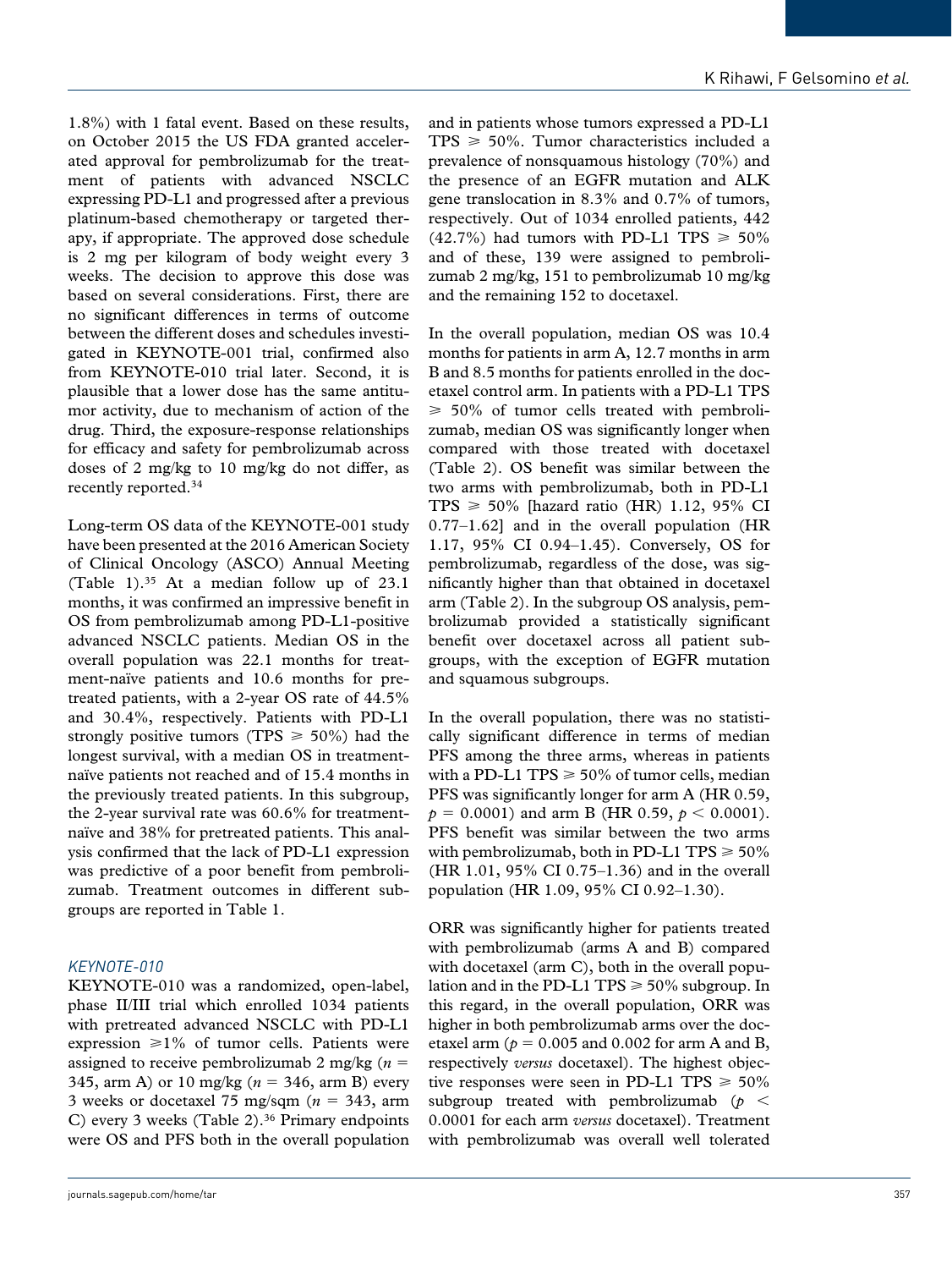1.8%) with 1 fatal event. Based on these results, on October 2015 the US FDA granted accelerated approval for pembrolizumab for the treatment of patients with advanced NSCLC expressing PD-L1 and progressed after a previous platinum-based chemotherapy or targeted therapy, if appropriate. The approved dose schedule is 2 mg per kilogram of body weight every 3 weeks. The decision to approve this dose was based on several considerations. First, there are no significant differences in terms of outcome between the different doses and schedules investigated in KEYNOTE-001 trial, confirmed also from KEYNOTE-010 trial later. Second, it is plausible that a lower dose has the same antitumor activity, due to mechanism of action of the drug. Third, the exposure-response relationships for efficacy and safety for pembrolizumab across doses of 2 mg/kg to 10 mg/kg do not differ, as recently reported.[34]

Long-term OS data of the KEYNOTE-001 study have been presented at the 2016 American Society of Clinical Oncology (ASCO) Annual Meeting (Table 1).[35] At a median follow up of 23.1 months, it was confirmed an impressive benefit in OS from pembrolizumab among PD-L1-positive advanced NSCLC patients. Median OS in the overall population was 22.1 months for treatment-naïve patients and 10.6 months for pretreated patients, with a 2-year OS rate of 44.5% and 30.4%, respectively. Patients with PD-L1 strongly positive tumors (TPS ⩾ 50%) had the longest survival, with a median OS in treatment-naïve patients not reached and of 15.4 months in the previously treated patients. In this subgroup, the 2-year survival rate was 60.6% for treatment-naïve and 38% for pretreated patients. This analysis confirmed that the lack of PD-L1 expression was predictive of a poor benefit from pembrolizumab. Treatment outcomes in different subgroups are reported in Table 1.

### *KEYNOTE-010*

KEYNOTE-010 was a randomized, open-label, phase II/III trial which enrolled 1034 patients with pretreated advanced NSCLC with PD-L1 expression ⩾1% of tumor cells. Patients were assigned to receive pembrolizumab 2 mg/kg ($n$ = 345, arm A) or 10 mg/kg ($n$ = 346, arm B) every 3 weeks or docetaxel 75 mg/sqm ($n$ = 343, arm C) every 3 weeks (Table 2).[36] Primary endpoints were OS and PFS both in the overall population and in patients whose tumors expressed a PD-L1 TPS ⩾ 50%. Tumor characteristics included a prevalence of nonsquamous histology (70%) and the presence of an EGFR mutation and ALK gene translocation in 8.3% and 0.7% of tumors, respectively. Out of 1034 enrolled patients, 442 (42.7%) had tumors with PD-L1 TPS ⩾ 50% and of these, 139 were assigned to pembrolizumab 2 mg/kg, 151 to pembrolizumab 10 mg/kg and the remaining 152 to docetaxel.

In the overall population, median OS was 10.4 months for patients in arm A, 12.7 months in arm B and 8.5 months for patients enrolled in the docetaxel control arm. In patients with a PD-L1 TPS ⩾ 50% of tumor cells treated with pembrolizumab, median OS was significantly longer when compared with those treated with docetaxel (Table 2). OS benefit was similar between the two arms with pembrolizumab, both in PD-L1 TPS ⩾ 50% [hazard ratio (HR) 1.12, 95% CI 0.77–1.62] and in the overall population (HR 1.17, 95% CI 0.94–1.45). Conversely, OS for pembrolizumab, regardless of the dose, was significantly higher than that obtained in docetaxel arm (Table 2). In the subgroup OS analysis, pembrolizumab provided a statistically significant benefit over docetaxel across all patient subgroups, with the exception of EGFR mutation and squamous subgroups.

In the overall population, there was no statistically significant difference in terms of median PFS among the three arms, whereas in patients with a PD-L1 TPS ⩾ 50% of tumor cells, median PFS was significantly longer for arm A (HR 0.59, $p = 0.0001$) and arm B (HR 0.59, $p < 0.0001$). PFS benefit was similar between the two arms with pembrolizumab, both in PD-L1 TPS ⩾ 50% (HR 1.01, 95% CI 0.75–1.36) and in the overall population (HR 1.09, 95% CI 0.92–1.30).

ORR was significantly higher for patients treated with pembrolizumab (arms A and B) compared with docetaxel (arm C), both in the overall population and in the PD-L1 TPS ⩾ 50% subgroup. In this regard, in the overall population, ORR was higher in both pembrolizumab arms over the docetaxel arm ($p = 0.005$ and 0.002 for arm A and B, respectively *versus* docetaxel). The highest objective responses were seen in PD-L1 TPS ⩾ 50% subgroup treated with pembrolizumab ($p < 0.0001$ for each arm *versus* docetaxel). Treatment with pembrolizumab was overall well tolerated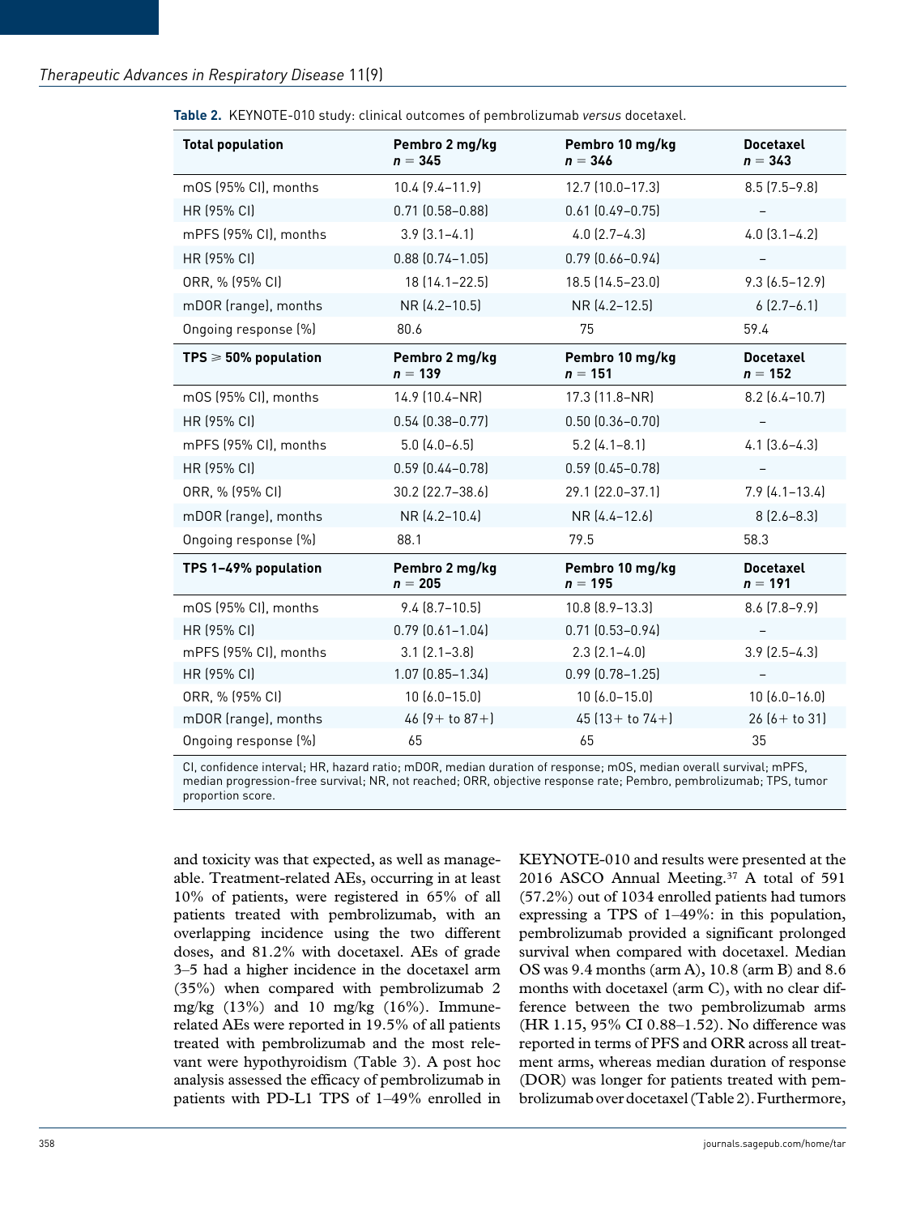**Table 2.** KEYNOTE-010 study: clinical outcomes of pembrolizumab *versus* docetaxel.

| **Total population** | **Pembro 2 mg/kg** *n* = **345** | **Pembro 10 mg/kg** *n* = **346** | **Docetaxel** *n* = **343** |
|---|---|---|---|
| mOS (95% CI), months | 10.4 (9.4–11.9) | 12.7 (10.0–17.3) | 8.5 (7.5–9.8) |
| HR (95% CI) | 0.71 (0.58–0.88) | 0.61 (0.49–0.75) | – |
| mPFS (95% CI), months | 3.9 (3.1–4.1) | 4.0 (2.7–4.3) | 4.0 (3.1–4.2) |
| HR (95% CI) | 0.88 (0.74–1.05) | 0.79 (0.66–0.94) | – |
| ORR, % (95% CI) | 18 (14.1–22.5) | 18.5 (14.5–23.0) | 9.3 (6.5–12.9) |
| mDOR (range), months | NR (4.2–10.5) | NR (4.2–12.5) | 6 (2.7–6.1) |
| Ongoing response (%) | 80.6 | 75 | 59.4 |
| **TPS ⩾ 50% population** | **Pembro 2 mg/kg** *n* = **139** | **Pembro 10 mg/kg** *n* = **151** | **Docetaxel** *n* = **152** |
| mOS (95% CI), months | 14.9 (10.4–NR) | 17.3 (11.8–NR) | 8.2 (6.4–10.7) |
| HR (95% CI) | 0.54 (0.38–0.77) | 0.50 (0.36–0.70) | – |
| mPFS (95% CI), months | 5.0 (4.0–6.5) | 5.2 (4.1–8.1) | 4.1 (3.6–4.3) |
| HR (95% CI) | 0.59 (0.44–0.78) | 0.59 (0.45–0.78) | – |
| ORR, % (95% CI) | 30.2 (22.7–38.6) | 29.1 (22.0–37.1) | 7.9 (4.1–13.4) |
| mDOR (range), months | NR (4.2–10.4) | NR (4.4–12.6) | 8 (2.6–8.3) |
| Ongoing response (%) | 88.1 | 79.5 | 58.3 |
| **TPS 1–49% population** | **Pembro 2 mg/kg** *n* = **205** | **Pembro 10 mg/kg** *n* = **195** | **Docetaxel** *n* = **191** |
| mOS (95% CI), months | 9.4 (8.7–10.5) | 10.8 (8.9–13.3) | 8.6 (7.8–9.9) |
| HR (95% CI) | 0.79 (0.61–1.04) | 0.71 (0.53–0.94) | – |
| mPFS (95% CI), months | 3.1 (2.1–3.8) | 2.3 (2.1–4.0) | 3.9 (2.5–4.3) |
| HR (95% CI) | 1.07 (0.85–1.34) | 0.99 (0.78–1.25) | – |
| ORR, % (95% CI) | 10 (6.0–15.0) | 10 (6.0–15.0) | 10 (6.0–16.0) |
| mDOR (range), months | 46 (9+ to 87+) | 45 (13+ to 74+) | 26 (6+ to 31) |
| Ongoing response (%) | 65 | 65 | 35 |

CI, confidence interval; HR, hazard ratio; mDOR, median duration of response; mOS, median overall survival; mPFS, median progression-free survival; NR, not reached; ORR, objective response rate; Pembro, pembrolizumab; TPS, tumor proportion score.

and toxicity was that expected, as well as manageable. Treatment-related AEs, occurring in at least 10% of patients, were registered in 65% of all patients treated with pembrolizumab, with an overlapping incidence using the two different doses, and 81.2% with docetaxel. AEs of grade 3–5 had a higher incidence in the docetaxel arm (35%) when compared with pembrolizumab 2 mg/kg (13%) and 10 mg/kg (16%). Immune-related AEs were reported in 19.5% of all patients treated with pembrolizumab and the most relevant were hypothyroidism (Table 3). A post hoc analysis assessed the efficacy of pembrolizumab in patients with PD-L1 TPS of 1–49% enrolled in KEYNOTE-010 and results were presented at the 2016 ASCO Annual Meeting.[37] A total of 591 (57.2%) out of 1034 enrolled patients had tumors expressing a TPS of 1–49%: in this population, pembrolizumab provided a significant prolonged survival when compared with docetaxel. Median OS was 9.4 months (arm A), 10.8 (arm B) and 8.6 months with docetaxel (arm C), with no clear difference between the two pembrolizumab arms (HR 1.15, 95% CI 0.88–1.52). No difference was reported in terms of PFS and ORR across all treatment arms, whereas median duration of response (DOR) was longer for patients treated with pembrolizumab over docetaxel (Table 2). Furthermore,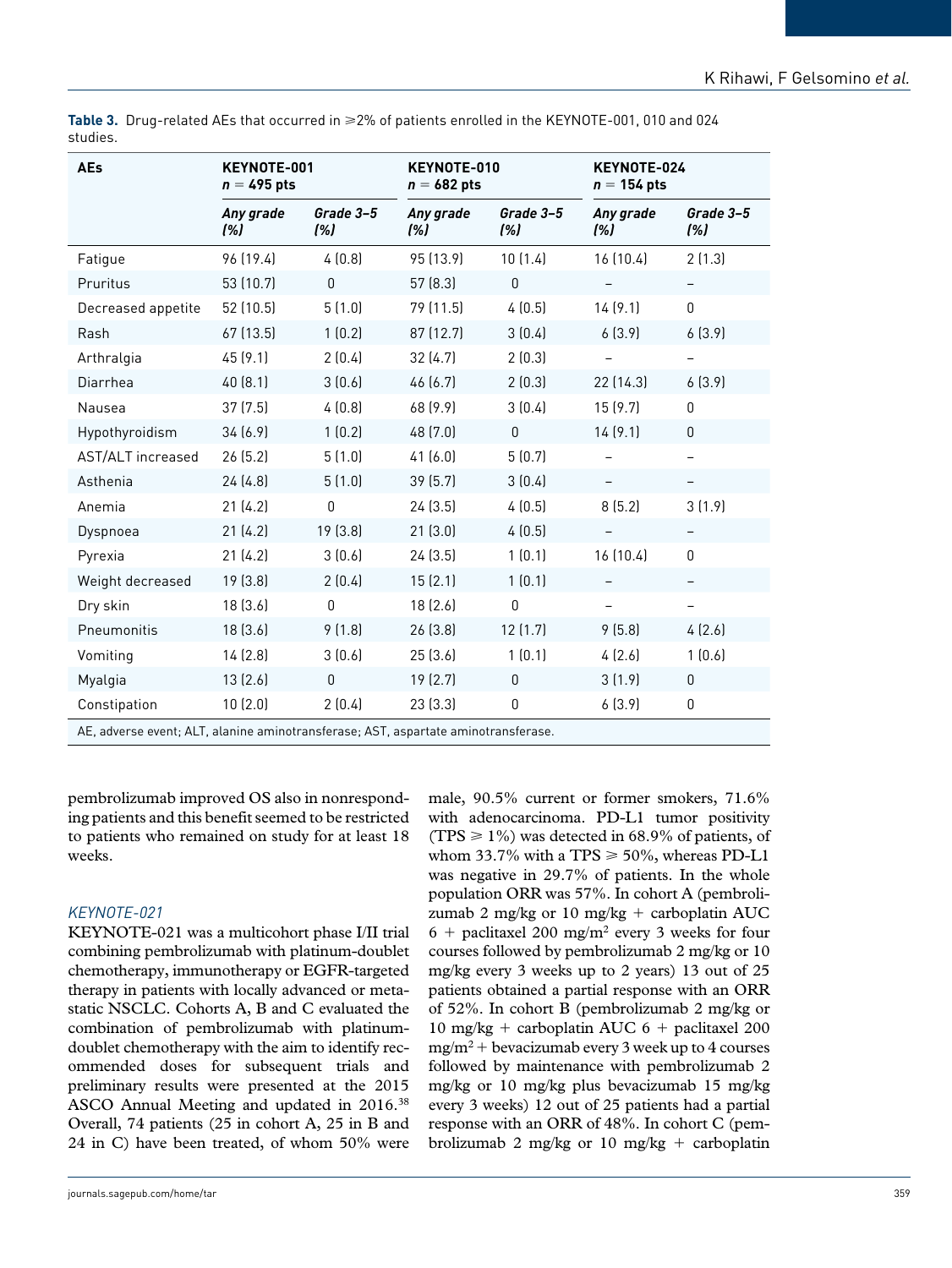**Table 3.** Drug-related AEs that occurred in ⩾2% of patients enrolled in the KEYNOTE-001, 010 and 024 studies.

| AEs | KEYNOTE-001 $n = 495$ pts | | KEYNOTE-010 $n = 682$ pts | | KEYNOTE-024 $n = 154$ pts | |
|---|---|---|---|---|---|---|
| | *Any grade (%)* | *Grade 3–5 (%)* | *Any grade (%)* | *Grade 3–5 (%)* | *Any grade (%)* | *Grade 3–5 (%)* |
| Fatigue | 96 (19.4) | 4 (0.8) | 95 (13.9) | 10 (1.4) | 16 (10.4) | 2 (1.3) |
| Pruritus | 53 (10.7) | 0 | 57 (8.3) | 0 | – | – |
| Decreased appetite | 52 (10.5) | 5 (1.0) | 79 (11.5) | 4 (0.5) | 14 (9.1) | 0 |
| Rash | 67 (13.5) | 1 (0.2) | 87 (12.7) | 3 (0.4) | 6 (3.9) | 6 (3.9) |
| Arthralgia | 45 (9.1) | 2 (0.4) | 32 (4.7) | 2 (0.3) | – | – |
| Diarrhea | 40 (8.1) | 3 (0.6) | 46 (6.7) | 2 (0.3) | 22 (14.3) | 6 (3.9) |
| Nausea | 37 (7.5) | 4 (0.8) | 68 (9.9) | 3 (0.4) | 15 (9.7) | 0 |
| Hypothyroidism | 34 (6.9) | 1 (0.2) | 48 (7.0) | 0 | 14 (9.1) | 0 |
| AST/ALT increased | 26 (5.2) | 5 (1.0) | 41 (6.0) | 5 (0.7) | – | – |
| Asthenia | 24 (4.8) | 5 (1.0) | 39 (5.7) | 3 (0.4) | – | – |
| Anemia | 21 (4.2) | 0 | 24 (3.5) | 4 (0.5) | 8 (5.2) | 3 (1.9) |
| Dyspnoea | 21 (4.2) | 19 (3.8) | 21 (3.0) | 4 (0.5) | – | – |
| Pyrexia | 21 (4.2) | 3 (0.6) | 24 (3.5) | 1 (0.1) | 16 (10.4) | 0 |
| Weight decreased | 19 (3.8) | 2 (0.4) | 15 (2.1) | 1 (0.1) | – | – |
| Dry skin | 18 (3.6) | 0 | 18 (2.6) | 0 | – | – |
| Pneumonitis | 18 (3.6) | 9 (1.8) | 26 (3.8) | 12 (1.7) | 9 (5.8) | 4 (2.6) |
| Vomiting | 14 (2.8) | 3 (0.6) | 25 (3.6) | 1 (0.1) | 4 (2.6) | 1 (0.6) |
| Myalgia | 13 (2.6) | 0 | 19 (2.7) | 0 | 3 (1.9) | 0 |
| Constipation | 10 (2.0) | 2 (0.4) | 23 (3.3) | 0 | 6 (3.9) | 0 |

AE, adverse event; ALT, alanine aminotransferase; AST, aspartate aminotransferase.

pembrolizumab improved OS also in nonresponding patients and this benefit seemed to be restricted to patients who remained on study for at least 18 weeks.

### *KEYNOTE-021*

KEYNOTE-021 was a multicohort phase I/II trial combining pembrolizumab with platinum-doublet chemotherapy, immunotherapy or EGFR-targeted therapy in patients with locally advanced or metastatic NSCLC. Cohorts A, B and C evaluated the combination of pembrolizumab with platinum-doublet chemotherapy with the aim to identify recommended doses for subsequent trials and preliminary results were presented at the 2015 ASCO Annual Meeting and updated in 2016.[38] Overall, 74 patients (25 in cohort A, 25 in B and 24 in C) have been treated, of whom 50% were male, 90.5% current or former smokers, 71.6% with adenocarcinoma. PD-L1 tumor positivity (TPS ⩾ 1%) was detected in 68.9% of patients, of whom 33.7% with a TPS ⩾ 50%, whereas PD-L1 was negative in 29.7% of patients. In the whole population ORR was 57%. In cohort A (pembrolizumab 2 mg/kg or 10 mg/kg + carboplatin AUC 6 + paclitaxel 200 mg/m$^2$ every 3 weeks for four courses followed by pembrolizumab 2 mg/kg or 10 mg/kg every 3 weeks up to 2 years) 13 out of 25 patients obtained a partial response with an ORR of 52%. In cohort B (pembrolizumab 2 mg/kg or 10 mg/kg + carboplatin AUC 6 + paclitaxel 200 mg/m$^2$ + bevacizumab every 3 week up to 4 courses followed by maintenance with pembrolizumab 2 mg/kg or 10 mg/kg plus bevacizumab 15 mg/kg every 3 weeks) 12 out of 25 patients had a partial response with an ORR of 48%. In cohort C (pembrolizumab 2 mg/kg or 10 mg/kg + carboplatin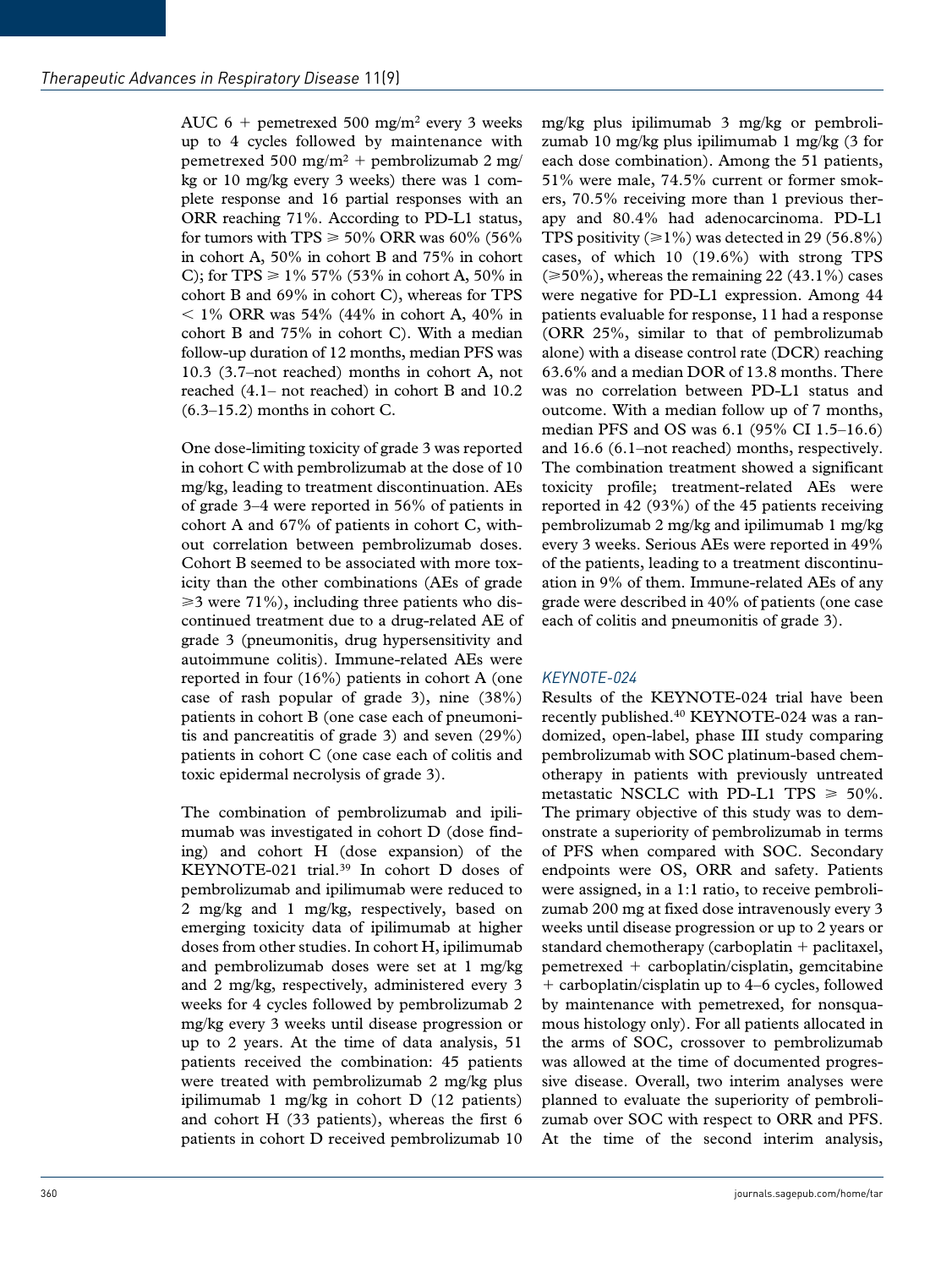AUC 6 + pemetrexed 500 mg/m$^2$ every 3 weeks up to 4 cycles followed by maintenance with pemetrexed 500 mg/m$^2$ + pembrolizumab 2 mg/kg or 10 mg/kg every 3 weeks) there was 1 complete response and 16 partial responses with an ORR reaching 71%. According to PD-L1 status, for tumors with TPS ⩾ 50% ORR was 60% (56% in cohort A, 50% in cohort B and 75% in cohort C); for TPS ⩾ 1% 57% (53% in cohort A, 50% in cohort B and 69% in cohort C), whereas for TPS < 1% ORR was 54% (44% in cohort A, 40% in cohort B and 75% in cohort C). With a median follow-up duration of 12 months, median PFS was 10.3 (3.7–not reached) months in cohort A, not reached (4.1– not reached) in cohort B and 10.2 (6.3–15.2) months in cohort C.

One dose-limiting toxicity of grade 3 was reported in cohort C with pembrolizumab at the dose of 10 mg/kg, leading to treatment discontinuation. AEs of grade 3–4 were reported in 56% of patients in cohort A and 67% of patients in cohort C, without correlation between pembrolizumab doses. Cohort B seemed to be associated with more toxicity than the other combinations (AEs of grade ⩾3 were 71%), including three patients who discontinued treatment due to a drug-related AE of grade 3 (pneumonitis, drug hypersensitivity and autoimmune colitis). Immune-related AEs were reported in four (16%) patients in cohort A (one case of rash popular of grade 3), nine (38%) patients in cohort B (one case each of pneumonitis and pancreatitis of grade 3) and seven (29%) patients in cohort C (one case each of colitis and toxic epidermal necrolysis of grade 3).

The combination of pembrolizumab and ipilimumab was investigated in cohort D (dose finding) and cohort H (dose expansion) of the KEYNOTE-021 trial.[39] In cohort D doses of pembrolizumab and ipilimumab were reduced to 2 mg/kg and 1 mg/kg, respectively, based on emerging toxicity data of ipilimumab at higher doses from other studies. In cohort H, ipilimumab and pembrolizumab doses were set at 1 mg/kg and 2 mg/kg, respectively, administered every 3 weeks for 4 cycles followed by pembrolizumab 2 mg/kg every 3 weeks until disease progression or up to 2 years. At the time of data analysis, 51 patients received the combination: 45 patients were treated with pembrolizumab 2 mg/kg plus ipilimumab 1 mg/kg in cohort D (12 patients) and cohort H (33 patients), whereas the first 6 patients in cohort D received pembrolizumab 10 mg/kg plus ipilimumab 3 mg/kg or pembrolizumab 10 mg/kg plus ipilimumab 1 mg/kg (3 for each dose combination). Among the 51 patients, 51% were male, 74.5% current or former smokers, 70.5% receiving more than 1 previous therapy and 80.4% had adenocarcinoma. PD-L1 TPS positivity (⩾1%) was detected in 29 (56.8%) cases, of which 10 (19.6%) with strong TPS (⩾50%), whereas the remaining 22 (43.1%) cases were negative for PD-L1 expression. Among 44 patients evaluable for response, 11 had a response (ORR 25%, similar to that of pembrolizumab alone) with a disease control rate (DCR) reaching 63.6% and a median DOR of 13.8 months. There was no correlation between PD-L1 status and outcome. With a median follow up of 7 months, median PFS and OS was 6.1 (95% CI 1.5–16.6) and 16.6 (6.1–not reached) months, respectively. The combination treatment showed a significant toxicity profile; treatment-related AEs were reported in 42 (93%) of the 45 patients receiving pembrolizumab 2 mg/kg and ipilimumab 1 mg/kg every 3 weeks. Serious AEs were reported in 49% of the patients, leading to a treatment discontinuation in 9% of them. Immune-related AEs of any grade were described in 40% of patients (one case each of colitis and pneumonitis of grade 3).

### *KEYNOTE-024*

Results of the KEYNOTE-024 trial have been recently published.[40] KEYNOTE-024 was a randomized, open-label, phase III study comparing pembrolizumab with SOC platinum-based chemotherapy in patients with previously untreated metastatic NSCLC with PD-L1 TPS ⩾ 50%. The primary objective of this study was to demonstrate a superiority of pembrolizumab in terms of PFS when compared with SOC. Secondary endpoints were OS, ORR and safety. Patients were assigned, in a 1:1 ratio, to receive pembrolizumab 200 mg at fixed dose intravenously every 3 weeks until disease progression or up to 2 years or standard chemotherapy (carboplatin + paclitaxel, pemetrexed + carboplatin/cisplatin, gemcitabine + carboplatin/cisplatin up to 4–6 cycles, followed by maintenance with pemetrexed, for nonsquamous histology only). For all patients allocated in the arms of SOC, crossover to pembrolizumab was allowed at the time of documented progressive disease. Overall, two interim analyses were planned to evaluate the superiority of pembrolizumab over SOC with respect to ORR and PFS. At the time of the second interim analysis,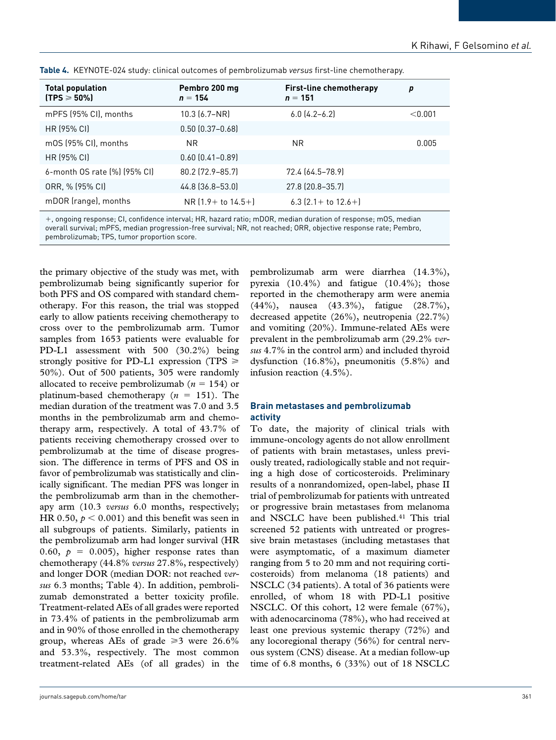**Table 4.** KEYNOTE-024 study: clinical outcomes of pembrolizumab *versus* first-line chemotherapy.

| Total population (TPS ⩾ 50%) | Pembro 200 mg $n = 154$ | First-line chemotherapy $n = 151$ | $p$ |
|---|---|---|---|
| mPFS (95% CI), months | 10.3 (6.7–NR) | 6.0 (4.2–6.2) | <0.001 |
| HR (95% CI) | 0.50 (0.37–0.68) | | |
| mOS (95% CI), months | NR | NR | 0.005 |
| HR (95% CI) | 0.60 (0.41–0.89) | | |
| 6-month OS rate (%) (95% CI) | 80.2 (72.9–85.7) | 72.4 (64.5–78.9) | |
| ORR, % (95% CI) | 44.8 (36.8–53.0) | 27.8 (20.8–35.7) | |
| mDOR (range), months | NR (1.9+ to 14.5+) | 6.3 (2.1+ to 12.6+) | |

+, ongoing response; CI, confidence interval; HR, hazard ratio; mDOR, median duration of response; mOS, median overall survival; mPFS, median progression-free survival; NR, not reached; ORR, objective response rate; Pembro, pembrolizumab; TPS, tumor proportion score.

the primary objective of the study was met, with pembrolizumab being significantly superior for both PFS and OS compared with standard chemotherapy. For this reason, the trial was stopped early to allow patients receiving chemotherapy to cross over to the pembrolizumab arm. Tumor samples from 1653 patients were evaluable for PD-L1 assessment with 500 (30.2%) being strongly positive for PD-L1 expression (TPS ⩾ 50%). Out of 500 patients, 305 were randomly allocated to receive pembrolizumab ($n = 154$) or platinum-based chemotherapy ($n = 151$). The median duration of the treatment was 7.0 and 3.5 months in the pembrolizumab arm and chemotherapy arm, respectively. A total of 43.7% of patients receiving chemotherapy crossed over to pembrolizumab at the time of disease progression. The difference in terms of PFS and OS in favor of pembrolizumab was statistically and clinically significant. The median PFS was longer in the pembrolizumab arm than in the chemotherapy arm (10.3 *versus* 6.0 months, respectively; HR 0.50, $p < 0.001$) and this benefit was seen in all subgroups of patients. Similarly, patients in the pembrolizumab arm had longer survival (HR 0.60, $p = 0.005$), higher response rates than chemotherapy (44.8% *versus* 27.8%, respectively) and longer DOR (median DOR: not reached *versus* 6.3 months; Table 4). In addition, pembrolizumab demonstrated a better toxicity profile. Treatment-related AEs of all grades were reported in 73.4% of patients in the pembrolizumab arm and in 90% of those enrolled in the chemotherapy group, whereas AEs of grade ⩾3 were 26.6% and 53.3%, respectively. The most common treatment-related AEs (of all grades) in the pembrolizumab arm were diarrhea (14.3%), pyrexia (10.4%) and fatigue (10.4%); those reported in the chemotherapy arm were anemia (44%), nausea (43.3%), fatigue (28.7%), decreased appetite (26%), neutropenia (22.7%) and vomiting (20%). Immune-related AEs were prevalent in the pembrolizumab arm (29.2% *versus* 4.7% in the control arm) and included thyroid dysfunction (16.8%), pneumonitis (5.8%) and infusion reaction (4.5%).

## Brain metastases and pembrolizumab activity

To date, the majority of clinical trials with immune-oncology agents do not allow enrollment of patients with brain metastases, unless previously treated, radiologically stable and not requiring a high dose of corticosteroids. Preliminary results of a nonrandomized, open-label, phase II trial of pembrolizumab for patients with untreated or progressive brain metastases from melanoma and NSCLC have been published.[41] This trial screened 52 patients with untreated or progressive brain metastases (including metastases that were asymptomatic, of a maximum diameter ranging from 5 to 20 mm and not requiring corticosteroids) from melanoma (18 patients) and NSCLC (34 patients). A total of 36 patients were enrolled, of whom 18 with PD-L1 positive NSCLC. Of this cohort, 12 were female (67%), with adenocarcinoma (78%), who had received at least one previous systemic therapy (72%) and any locoregional therapy (56%) for central nervous system (CNS) disease. At a median follow-up time of 6.8 months, 6 (33%) out of 18 NSCLC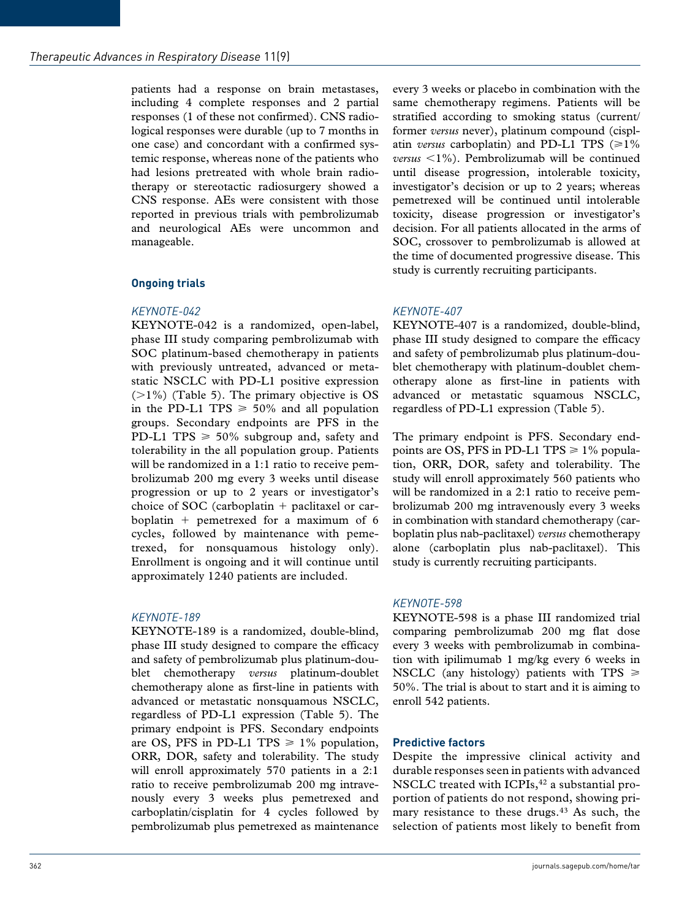patients had a response on brain metastases, including 4 complete responses and 2 partial responses (1 of these not confirmed). CNS radiological responses were durable (up to 7 months in one case) and concordant with a confirmed systemic response, whereas none of the patients who had lesions pretreated with whole brain radiotherapy or stereotactic radiosurgery showed a CNS response. AEs were consistent with those reported in previous trials with pembrolizumab and neurological AEs were uncommon and manageable.

### Ongoing trials

#### *KEYNOTE-042*

KEYNOTE-042 is a randomized, open-label, phase III study comparing pembrolizumab with SOC platinum-based chemotherapy in patients with previously untreated, advanced or metastatic NSCLC with PD-L1 positive expression ($>1\%$) (Table 5). The primary objective is OS in the PD-L1 TPS $\geqslant$ 50% and all population groups. Secondary endpoints are PFS in the PD-L1 TPS $\geqslant$ 50% subgroup and, safety and tolerability in the all population group. Patients will be randomized in a 1:1 ratio to receive pembrolizumab 200 mg every 3 weeks until disease progression or up to 2 years or investigator's choice of SOC (carboplatin + paclitaxel or carboplatin + pemetrexed for a maximum of 6 cycles, followed by maintenance with pemetrexed, for nonsquamous histology only). Enrollment is ongoing and it will continue until approximately 1240 patients are included.

#### *KEYNOTE-189*

KEYNOTE-189 is a randomized, double-blind, phase III study designed to compare the efficacy and safety of pembrolizumab plus platinum-doublet chemotherapy *versus* platinum-doublet chemotherapy alone as first-line in patients with advanced or metastatic nonsquamous NSCLC, regardless of PD-L1 expression (Table 5). The primary endpoint is PFS. Secondary endpoints are OS, PFS in PD-L1 TPS $\geqslant$ 1% population, ORR, DOR, safety and tolerability. The study will enroll approximately 570 patients in a 2:1 ratio to receive pembrolizumab 200 mg intravenously every 3 weeks plus pemetrexed and carboplatin/cisplatin for 4 cycles followed by pembrolizumab plus pemetrexed as maintenance every 3 weeks or placebo in combination with the same chemotherapy regimens. Patients will be stratified according to smoking status (current/former *versus* never), platinum compound (cisplatin *versus* carboplatin) and PD-L1 TPS ($\geqslant$1% *versus* <1%). Pembrolizumab will be continued until disease progression, intolerable toxicity, investigator's decision or up to 2 years; whereas pemetrexed will be continued until intolerable toxicity, disease progression or investigator's decision. For all patients allocated in the arms of SOC, crossover to pembrolizumab is allowed at the time of documented progressive disease. This study is currently recruiting participants.

#### *KEYNOTE-407*

KEYNOTE-407 is a randomized, double-blind, phase III study designed to compare the efficacy and safety of pembrolizumab plus platinum-doublet chemotherapy with platinum-doublet chemotherapy alone as first-line in patients with advanced or metastatic squamous NSCLC, regardless of PD-L1 expression (Table 5).

The primary endpoint is PFS. Secondary endpoints are OS, PFS in PD-L1 TPS $\geqslant$ 1% population, ORR, DOR, safety and tolerability. The study will enroll approximately 560 patients who will be randomized in a 2:1 ratio to receive pembrolizumab 200 mg intravenously every 3 weeks in combination with standard chemotherapy (carboplatin plus nab-paclitaxel) *versus* chemotherapy alone (carboplatin plus nab-paclitaxel). This study is currently recruiting participants.

#### *KEYNOTE-598*

KEYNOTE-598 is a phase III randomized trial comparing pembrolizumab 200 mg flat dose every 3 weeks with pembrolizumab in combination with ipilimumab 1 mg/kg every 6 weeks in NSCLC (any histology) patients with TPS $\geqslant$ 50%. The trial is about to start and it is aiming to enroll 542 patients.

### Predictive factors

Despite the impressive clinical activity and durable responses seen in patients with advanced NSCLC treated with ICPIs,[42] a substantial proportion of patients do not respond, showing primary resistance to these drugs.[43] As such, the selection of patients most likely to benefit from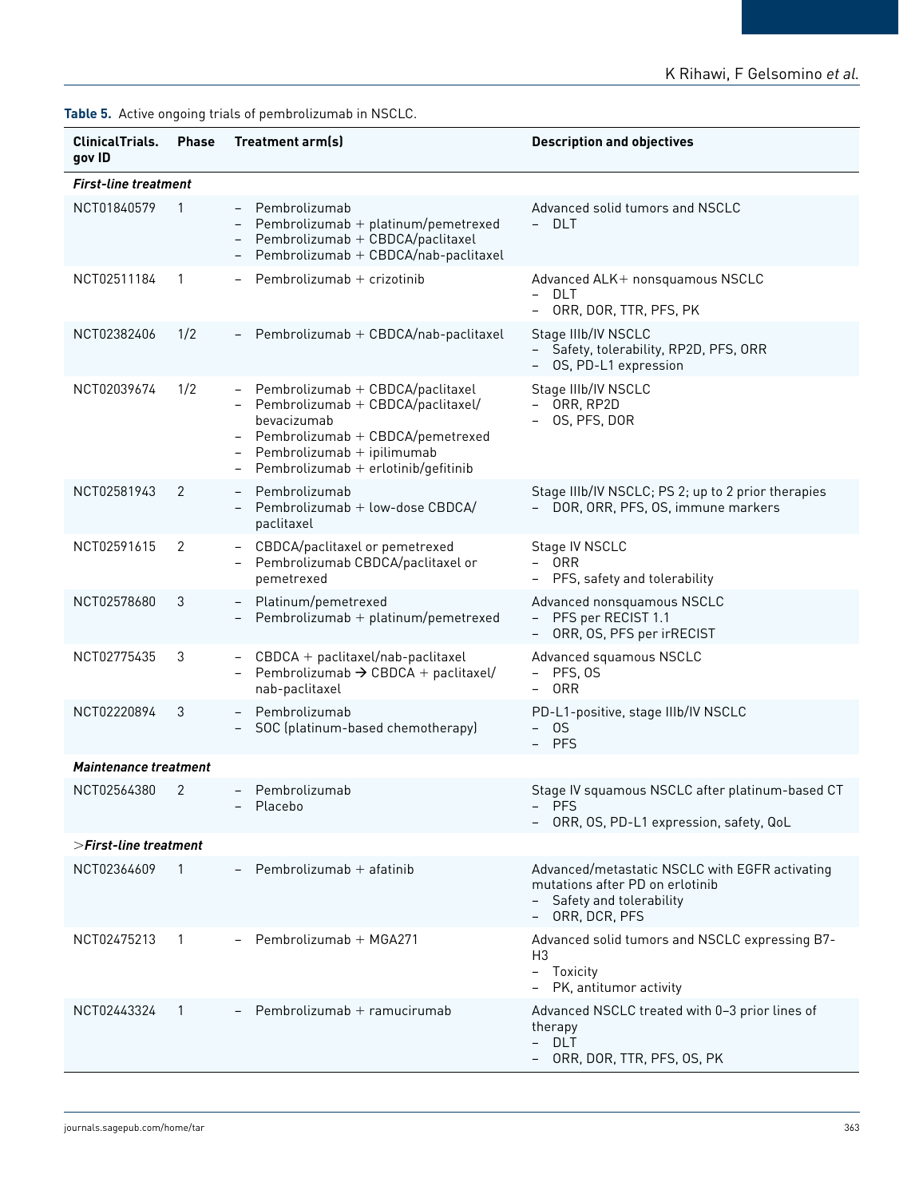**Table 5.** Active ongoing trials of pembrolizumab in NSCLC.

| ClinicalTrials.gov ID | Phase | Treatment arm(s) | Description and objectives |
|---|---|---|---|
| ***First-line treatment*** | | | |
| NCT01840579 | 1 | – Pembrolizumab<br>– Pembrolizumab + platinum/pemetrexed<br>– Pembrolizumab + CBDCA/paclitaxel<br>– Pembrolizumab + CBDCA/nab-paclitaxel | Advanced solid tumors and NSCLC<br>– DLT |
| NCT02511184 | 1 | – Pembrolizumab + crizotinib | Advanced ALK+ nonsquamous NSCLC<br>– DLT<br>– ORR, DOR, TTR, PFS, PK |
| NCT02382406 | 1/2 | – Pembrolizumab + CBDCA/nab-paclitaxel | Stage IIIb/IV NSCLC<br>– Safety, tolerability, RP2D, PFS, ORR<br>– OS, PD-L1 expression |
| NCT02039674 | 1/2 | – Pembrolizumab + CBDCA/paclitaxel<br>– Pembrolizumab + CBDCA/paclitaxel/bevacizumab<br>– Pembrolizumab + CBDCA/pemetrexed<br>– Pembrolizumab + ipilimumab<br>– Pembrolizumab + erlotinib/gefitinib | Stage IIIb/IV NSCLC<br>– ORR, RP2D<br>– OS, PFS, DOR |
| NCT02581943 | 2 | – Pembrolizumab<br>– Pembrolizumab + low-dose CBDCA/paclitaxel | Stage IIIb/IV NSCLC; PS 2; up to 2 prior therapies<br>– DOR, ORR, PFS, OS, immune markers |
| NCT02591615 | 2 | – CBDCA/paclitaxel or pemetrexed<br>– Pembrolizumab CBDCA/paclitaxel or pemetrexed | Stage IV NSCLC<br>– ORR<br>– PFS, safety and tolerability |
| NCT02578680 | 3 | – Platinum/pemetrexed<br>– Pembrolizumab + platinum/pemetrexed | Advanced nonsquamous NSCLC<br>– PFS per RECIST 1.1<br>– ORR, OS, PFS per irRECIST |
| NCT02775435 | 3 | – CBDCA + paclitaxel/nab-paclitaxel<br>– Pembrolizumab → CBDCA + paclitaxel/nab-paclitaxel | Advanced squamous NSCLC<br>– PFS, OS<br>– ORR |
| NCT02220894 | 3 | – Pembrolizumab<br>– SOC (platinum-based chemotherapy) | PD-L1-positive, stage IIIb/IV NSCLC<br>– OS<br>– PFS |
| ***Maintenance treatment*** | | | |
| NCT02564380 | 2 | – Pembrolizumab<br>– Placebo | Stage IV squamous NSCLC after platinum-based CT<br>– PFS<br>– ORR, OS, PD-L1 expression, safety, QoL |
| ***>First-line treatment*** | | | |
| NCT02364609 | 1 | – Pembrolizumab + afatinib | Advanced/metastatic NSCLC with EGFR activating mutations after PD on erlotinib<br>– Safety and tolerability<br>– ORR, DCR, PFS |
| NCT02475213 | 1 | – Pembrolizumab + MGA271 | Advanced solid tumors and NSCLC expressing B7-H3<br>– Toxicity<br>– PK, antitumor activity |
| NCT02443324 | 1 | – Pembrolizumab + ramucirumab | Advanced NSCLC treated with 0–3 prior lines of therapy<br>– DLT<br>– ORR, DOR, TTR, PFS, OS, PK |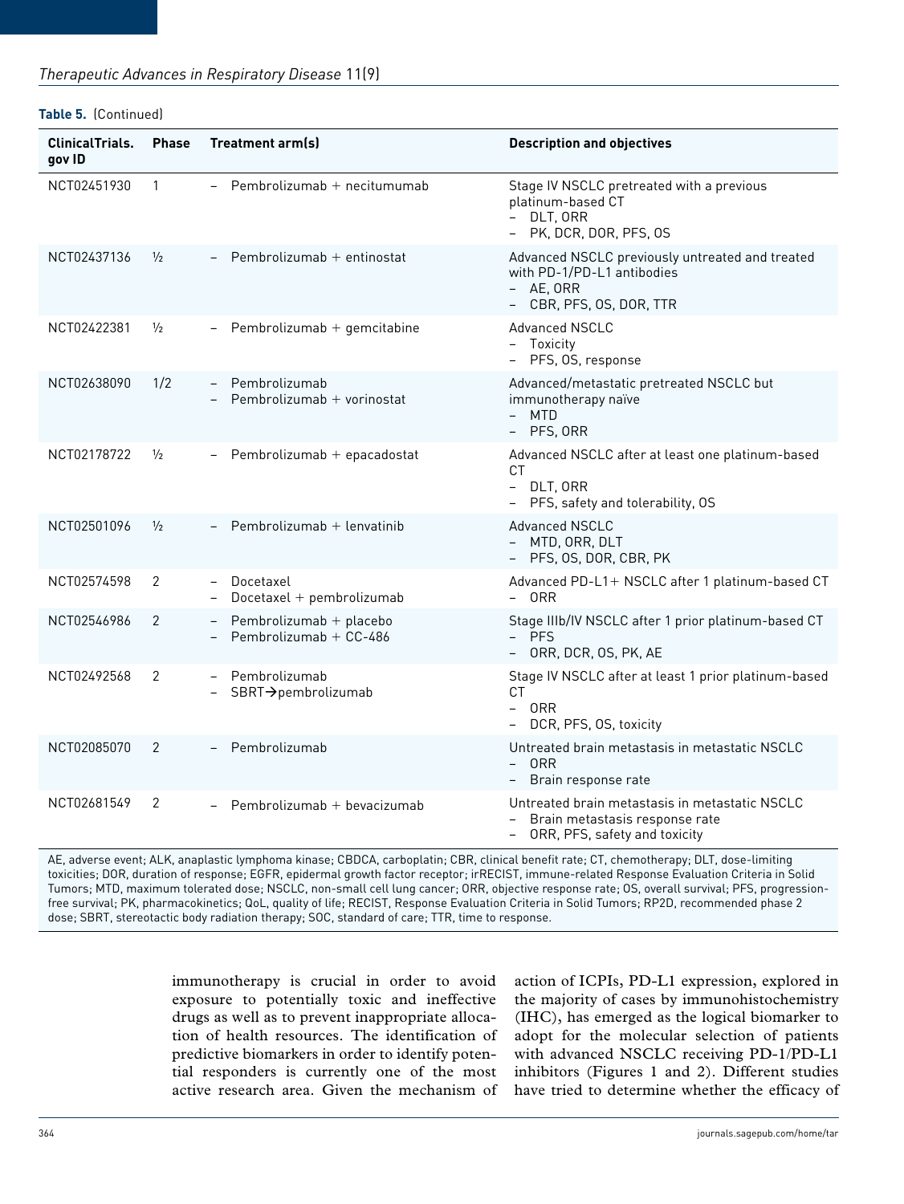**Table 5.** (Continued)

| ClinicalTrials.gov ID | Phase | Treatment arm(s) | Description and objectives |
|---|---|---|---|
| NCT02451930 | 1 | – Pembrolizumab + necitumumab | Stage IV NSCLC pretreated with a previous platinum-based CT<br>– DLT, ORR<br>– PK, DCR, DOR, PFS, OS |
| NCT02437136 | ½ | – Pembrolizumab + entinostat | Advanced NSCLC previously untreated and treated with PD-1/PD-L1 antibodies<br>– AE, ORR<br>– CBR, PFS, OS, DOR, TTR |
| NCT02422381 | ½ | – Pembrolizumab + gemcitabine | Advanced NSCLC<br>– Toxicity<br>– PFS, OS, response |
| NCT02638090 | 1/2 | – Pembrolizumab<br>– Pembrolizumab + vorinostat | Advanced/metastatic pretreated NSCLC but immunotherapy naïve<br>– MTD<br>– PFS, ORR |
| NCT02178722 | ½ | – Pembrolizumab + epacadostat | Advanced NSCLC after at least one platinum-based CT<br>– DLT, ORR<br>– PFS, safety and tolerability, OS |
| NCT02501096 | ½ | – Pembrolizumab + lenvatinib | Advanced NSCLC<br>– MTD, ORR, DLT<br>– PFS, OS, DOR, CBR, PK |
| NCT02574598 | 2 | – Docetaxel<br>– Docetaxel + pembrolizumab | Advanced PD-L1+ NSCLC after 1 platinum-based CT<br>– ORR |
| NCT02546986 | 2 | – Pembrolizumab + placebo<br>– Pembrolizumab + CC-486 | Stage IIIb/IV NSCLC after 1 prior platinum-based CT<br>– PFS<br>– ORR, DCR, OS, PK, AE |
| NCT02492568 | 2 | – Pembrolizumab<br>– SBRT→pembrolizumab | Stage IV NSCLC after at least 1 prior platinum-based CT<br>– ORR<br>– DCR, PFS, OS, toxicity |
| NCT02085070 | 2 | – Pembrolizumab | Untreated brain metastasis in metastatic NSCLC<br>– ORR<br>– Brain response rate |
| NCT02681549 | 2 | – Pembrolizumab + bevacizumab | Untreated brain metastasis in metastatic NSCLC<br>– Brain metastasis response rate<br>– ORR, PFS, safety and toxicity |

AE, adverse event; ALK, anaplastic lymphoma kinase; CBDCA, carboplatin; CBR, clinical benefit rate; CT, chemotherapy; DLT, dose-limiting toxicities; DOR, duration of response; EGFR, epidermal growth factor receptor; irRECIST, immune-related Response Evaluation Criteria in Solid Tumors; MTD, maximum tolerated dose; NSCLC, non-small cell lung cancer; ORR, objective response rate; OS, overall survival; PFS, progression-free survival; PK, pharmacokinetics; QoL, quality of life; RECIST, Response Evaluation Criteria in Solid Tumors; RP2D, recommended phase 2 dose; SBRT, stereotactic body radiation therapy; SOC, standard of care; TTR, time to response.

immunotherapy is crucial in order to avoid exposure to potentially toxic and ineffective drugs as well as to prevent inappropriate allocation of health resources. The identification of predictive biomarkers in order to identify potential responders is currently one of the most active research area. Given the mechanism of action of ICPIs, PD-L1 expression, explored in the majority of cases by immunohistochemistry (IHC), has emerged as the logical biomarker to adopt for the molecular selection of patients with advanced NSCLC receiving PD-1/PD-L1 inhibitors (Figures 1 and 2). Different studies have tried to determine whether the efficacy of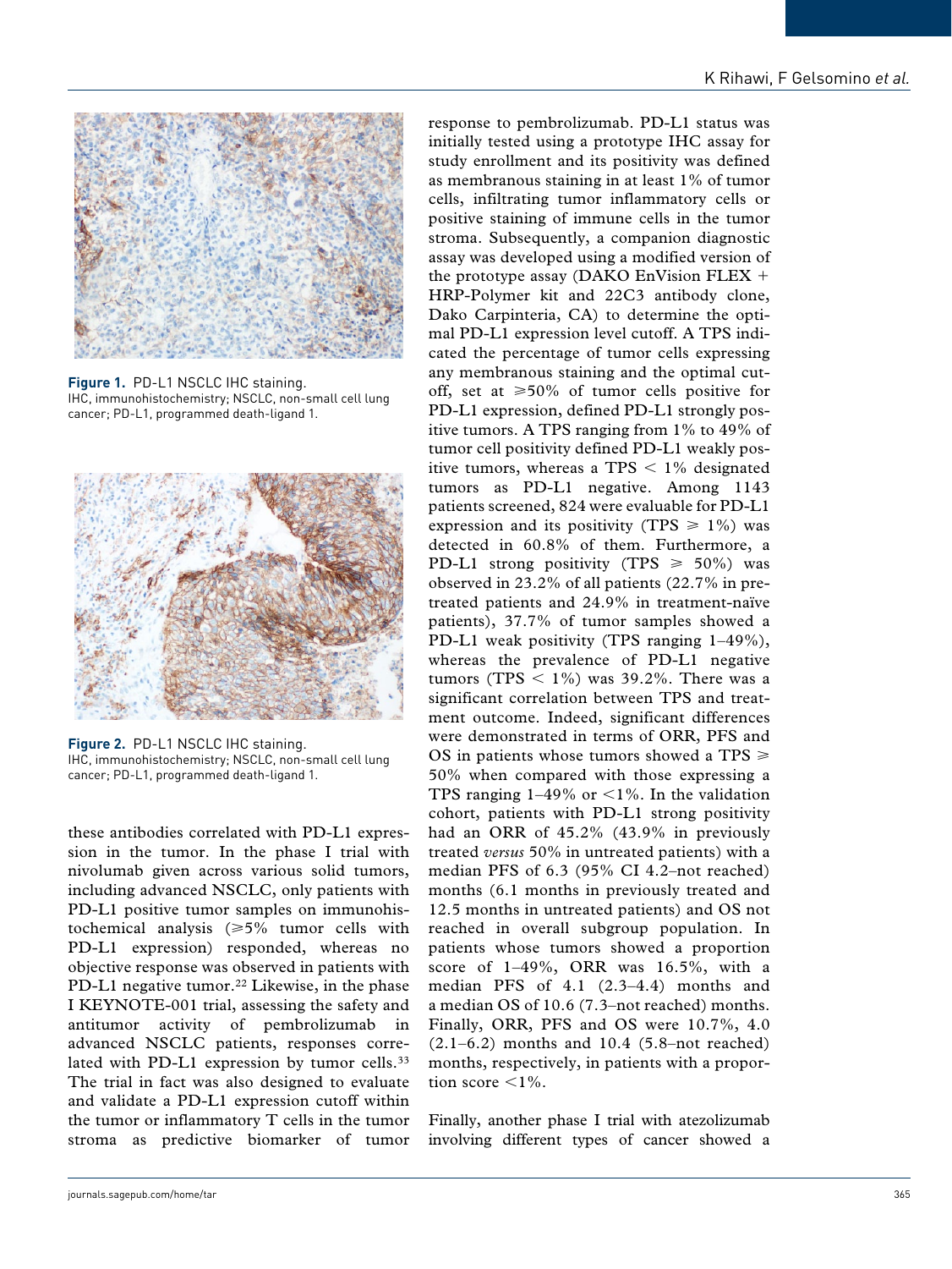Figure 1. PD-L1 NSCLC IHC staining.
IHC, immunohistochemistry; NSCLC, non-small cell lung cancer; PD-L1, programmed death-ligand 1.

Figure 2. PD-L1 NSCLC IHC staining.
IHC, immunohistochemistry; NSCLC, non-small cell lung cancer; PD-L1, programmed death-ligand 1.

these antibodies correlated with PD-L1 expression in the tumor. In the phase I trial with nivolumab given across various solid tumors, including advanced NSCLC, only patients with PD-L1 positive tumor samples on immunohistochemical analysis (⩾5% tumor cells with PD-L1 expression) responded, whereas no objective response was observed in patients with PD-L1 negative tumor.[22] Likewise, in the phase I KEYNOTE-001 trial, assessing the safety and antitumor activity of pembrolizumab in advanced NSCLC patients, responses correlated with PD-L1 expression by tumor cells.[33] The trial in fact was also designed to evaluate and validate a PD-L1 expression cutoff within the tumor or inflammatory T cells in the tumor stroma as predictive biomarker of tumor response to pembrolizumab. PD-L1 status was initially tested using a prototype IHC assay for study enrollment and its positivity was defined as membranous staining in at least 1% of tumor cells, infiltrating tumor inflammatory cells or positive staining of immune cells in the tumor stroma. Subsequently, a companion diagnostic assay was developed using a modified version of the prototype assay (DAKO EnVision FLEX + HRP-Polymer kit and 22C3 antibody clone, Dako Carpinteria, CA) to determine the optimal PD-L1 expression level cutoff. A TPS indicated the percentage of tumor cells expressing any membranous staining and the optimal cutoff, set at ⩾50% of tumor cells positive for PD-L1 expression, defined PD-L1 strongly positive tumors. A TPS ranging from 1% to 49% of tumor cell positivity defined PD-L1 weakly positive tumors, whereas a TPS < 1% designated tumors as PD-L1 negative. Among 1143 patients screened, 824 were evaluable for PD-L1 expression and its positivity (TPS ⩾ 1%) was detected in 60.8% of them. Furthermore, a PD-L1 strong positivity (TPS ⩾ 50%) was observed in 23.2% of all patients (22.7% in pretreated patients and 24.9% in treatment-naïve patients), 37.7% of tumor samples showed a PD-L1 weak positivity (TPS ranging 1–49%), whereas the prevalence of PD-L1 negative tumors (TPS < 1%) was 39.2%. There was a significant correlation between TPS and treatment outcome. Indeed, significant differences were demonstrated in terms of ORR, PFS and OS in patients whose tumors showed a TPS ⩾ 50% when compared with those expressing a TPS ranging 1–49% or <1%. In the validation cohort, patients with PD-L1 strong positivity had an ORR of 45.2% (43.9% in previously treated *versus* 50% in untreated patients) with a median PFS of 6.3 (95% CI 4.2–not reached) months (6.1 months in previously treated and 12.5 months in untreated patients) and OS not reached in overall subgroup population. In patients whose tumors showed a proportion score of 1–49%, ORR was 16.5%, with a median PFS of 4.1 (2.3–4.4) months and a median OS of 10.6 (7.3–not reached) months. Finally, ORR, PFS and OS were 10.7%, 4.0 (2.1–6.2) months and 10.4 (5.8–not reached) months, respectively, in patients with a proportion score <1%.

Finally, another phase I trial with atezolizumab involving different types of cancer showed a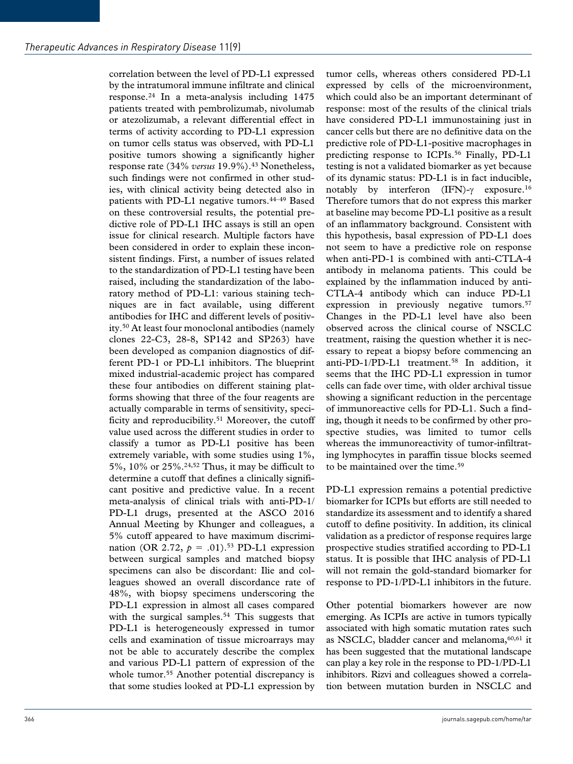correlation between the level of PD-L1 expressed by the intratumoral immune infiltrate and clinical response.[24] In a meta-analysis including 1475 patients treated with pembrolizumab, nivolumab or atezolizumab, a relevant differential effect in terms of activity according to PD-L1 expression on tumor cells status was observed, with PD-L1 positive tumors showing a significantly higher response rate (34% *versus* 19.9%).[43] Nonetheless, such findings were not confirmed in other studies, with clinical activity being detected also in patients with PD-L1 negative tumors.[44–49] Based on these controversial results, the potential predictive role of PD-L1 IHC assays is still an open issue for clinical research. Multiple factors have been considered in order to explain these inconsistent findings. First, a number of issues related to the standardization of PD-L1 testing have been raised, including the standardization of the laboratory method of PD-L1: various staining techniques are in fact available, using different antibodies for IHC and different levels of positivity.[50] At least four monoclonal antibodies (namely clones 22-C3, 28-8, SP142 and SP263) have been developed as companion diagnostics of different PD-1 or PD-L1 inhibitors. The blueprint mixed industrial-academic project has compared these four antibodies on different staining platforms showing that three of the four reagents are actually comparable in terms of sensitivity, specificity and reproducibility.[51] Moreover, the cutoff value used across the different studies in order to classify a tumor as PD-L1 positive has been extremely variable, with some studies using 1%, 5%, 10% or 25%.[24,52] Thus, it may be difficult to determine a cutoff that defines a clinically significant positive and predictive value. In a recent meta-analysis of clinical trials with anti-PD-1/PD-L1 drugs, presented at the ASCO 2016 Annual Meeting by Khunger and colleagues, a 5% cutoff appeared to have maximum discrimination (OR 2.72, $p = .01$).[53] PD-L1 expression between surgical samples and matched biopsy specimens can also be discordant: Ilie and colleagues showed an overall discordance rate of 48%, with biopsy specimens underscoring the PD-L1 expression in almost all cases compared with the surgical samples.[54] This suggests that PD-L1 is heterogeneously expressed in tumor cells and examination of tissue microarrays may not be able to accurately describe the complex and various PD-L1 pattern of expression of the whole tumor.[55] Another potential discrepancy is that some studies looked at PD-L1 expression by tumor cells, whereas others considered PD-L1 expressed by cells of the microenvironment, which could also be an important determinant of response: most of the results of the clinical trials have considered PD-L1 immunostaining just in cancer cells but there are no definitive data on the predictive role of PD-L1-positive macrophages in predicting response to ICPIs.[56] Finally, PD-L1 testing is not a validated biomarker as yet because of its dynamic status: PD-L1 is in fact inducible, notably by interferon (IFN)-$\gamma$ exposure.[16] Therefore tumors that do not express this marker at baseline may become PD-L1 positive as a result of an inflammatory background. Consistent with this hypothesis, basal expression of PD-L1 does not seem to have a predictive role on response when anti-PD-1 is combined with anti-CTLA-4 antibody in melanoma patients. This could be explained by the inflammation induced by anti-CTLA-4 antibody which can induce PD-L1 expression in previously negative tumors.[57] Changes in the PD-L1 level have also been observed across the clinical course of NSCLC treatment, raising the question whether it is necessary to repeat a biopsy before commencing an anti-PD-1/PD-L1 treatment.[58] In addition, it seems that the IHC PD-L1 expression in tumor cells can fade over time, with older archival tissue showing a significant reduction in the percentage of immunoreactive cells for PD-L1. Such a finding, though it needs to be confirmed by other prospective studies, was limited to tumor cells whereas the immunoreactivity of tumor-infiltrating lymphocytes in paraffin tissue blocks seemed to be maintained over the time.[59]

PD-L1 expression remains a potential predictive biomarker for ICPIs but efforts are still needed to standardize its assessment and to identify a shared cutoff to define positivity. In addition, its clinical validation as a predictor of response requires large prospective studies stratified according to PD-L1 status. It is possible that IHC analysis of PD-L1 will not remain the gold-standard biomarker for response to PD-1/PD-L1 inhibitors in the future.

Other potential biomarkers however are now emerging. As ICPIs are active in tumors typically associated with high somatic mutation rates such as NSCLC, bladder cancer and melanoma,[60,61] it has been suggested that the mutational landscape can play a key role in the response to PD-1/PD-L1 inhibitors. Rizvi and colleagues showed a correlation between mutation burden in NSCLC and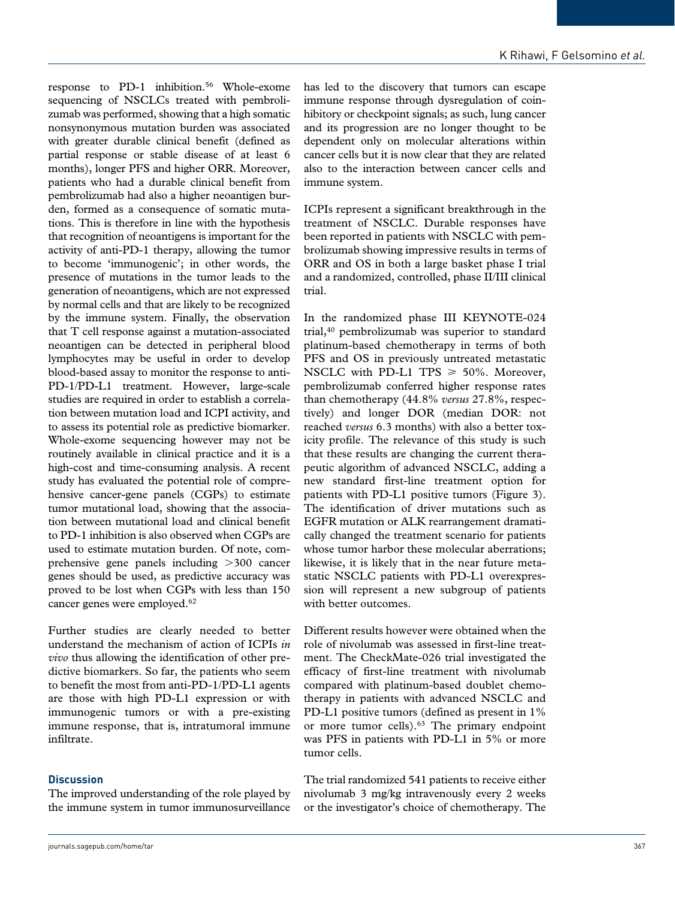response to PD-1 inhibition.[56] Whole-exome sequencing of NSCLCs treated with pembrolizumab was performed, showing that a high somatic nonsynonymous mutation burden was associated with greater durable clinical benefit (defined as partial response or stable disease of at least 6 months), longer PFS and higher ORR. Moreover, patients who had a durable clinical benefit from pembrolizumab had also a higher neoantigen burden, formed as a consequence of somatic mutations. This is therefore in line with the hypothesis that recognition of neoantigens is important for the activity of anti-PD-1 therapy, allowing the tumor to become 'immunogenic'; in other words, the presence of mutations in the tumor leads to the generation of neoantigens, which are not expressed by normal cells and that are likely to be recognized by the immune system. Finally, the observation that T cell response against a mutation-associated neoantigen can be detected in peripheral blood lymphocytes may be useful in order to develop blood-based assay to monitor the response to anti-PD-1/PD-L1 treatment. However, large-scale studies are required in order to establish a correlation between mutation load and ICPI activity, and to assess its potential role as predictive biomarker. Whole-exome sequencing however may not be routinely available in clinical practice and it is a high-cost and time-consuming analysis. A recent study has evaluated the potential role of comprehensive cancer-gene panels (CGPs) to estimate tumor mutational load, showing that the association between mutational load and clinical benefit to PD-1 inhibition is also observed when CGPs are used to estimate mutation burden. Of note, comprehensive gene panels including >300 cancer genes should be used, as predictive accuracy was proved to be lost when CGPs with less than 150 cancer genes were employed.[62]

Further studies are clearly needed to better understand the mechanism of action of ICPIs *in vivo* thus allowing the identification of other predictive biomarkers. So far, the patients who seem to benefit the most from anti-PD-1/PD-L1 agents are those with high PD-L1 expression or with immunogenic tumors or with a pre-existing immune response, that is, intratumoral immune infiltrate.

## Discussion

The improved understanding of the role played by the immune system in tumor immunosurveillance has led to the discovery that tumors can escape immune response through dysregulation of coinhibitory or checkpoint signals; as such, lung cancer and its progression are no longer thought to be dependent only on molecular alterations within cancer cells but it is now clear that they are related also to the interaction between cancer cells and immune system.

ICPIs represent a significant breakthrough in the treatment of NSCLC. Durable responses have been reported in patients with NSCLC with pembrolizumab showing impressive results in terms of ORR and OS in both a large basket phase I trial and a randomized, controlled, phase II/III clinical trial.

In the randomized phase III KEYNOTE-024 trial,[40] pembrolizumab was superior to standard platinum-based chemotherapy in terms of both PFS and OS in previously untreated metastatic NSCLC with PD-L1 TPS ⩾ 50%. Moreover, pembrolizumab conferred higher response rates than chemotherapy (44.8% *versus* 27.8%, respectively) and longer DOR (median DOR: not reached *versus* 6.3 months) with also a better toxicity profile. The relevance of this study is such that these results are changing the current therapeutic algorithm of advanced NSCLC, adding a new standard first-line treatment option for patients with PD-L1 positive tumors (Figure 3). The identification of driver mutations such as EGFR mutation or ALK rearrangement dramatically changed the treatment scenario for patients whose tumor harbor these molecular aberrations; likewise, it is likely that in the near future metastatic NSCLC patients with PD-L1 overexpression will represent a new subgroup of patients with better outcomes.

Different results however were obtained when the role of nivolumab was assessed in first-line treatment. The CheckMate-026 trial investigated the efficacy of first-line treatment with nivolumab compared with platinum-based doublet chemotherapy in patients with advanced NSCLC and PD-L1 positive tumors (defined as present in 1% or more tumor cells).[63] The primary endpoint was PFS in patients with PD-L1 in 5% or more tumor cells.

The trial randomized 541 patients to receive either nivolumab 3 mg/kg intravenously every 2 weeks or the investigator's choice of chemotherapy. The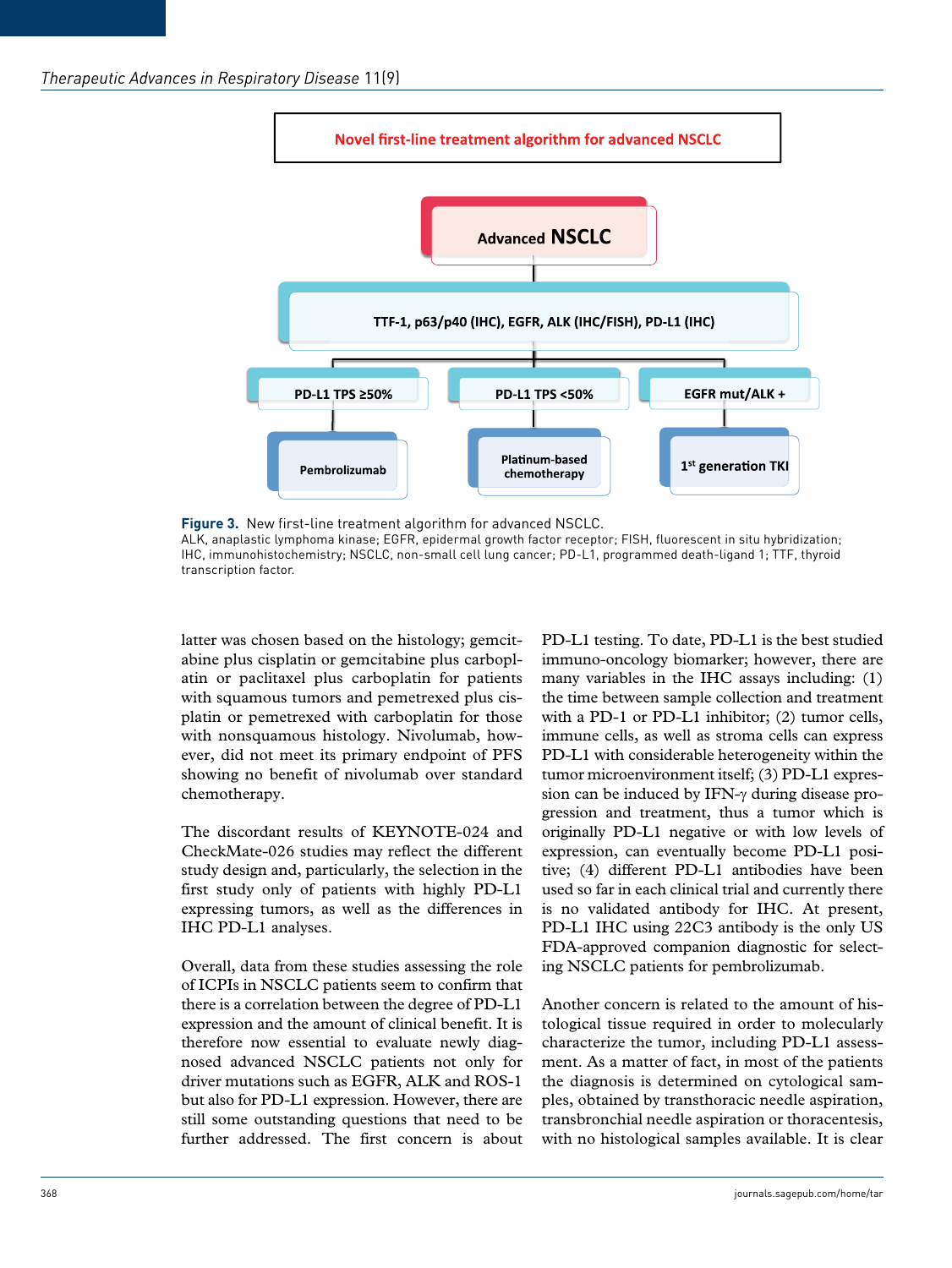Novel first-line treatment algorithm for advanced NSCLC

Advanced NSCLC

TTF-1, p63/p40 (IHC), EGFR, ALK (IHC/FISH), PD-L1 (IHC)

PD-L1 TPS ≥50% → Pembrolizumab

PD-L1 TPS <50% → Platinum-based chemotherapy

EGFR mut/ALK + → 1st generation TKI

**Figure 3.** New first-line treatment algorithm for advanced NSCLC.
ALK, anaplastic lymphoma kinase; EGFR, epidermal growth factor receptor; FISH, fluorescent in situ hybridization; IHC, immunohistochemistry; NSCLC, non-small cell lung cancer; PD-L1, programmed death-ligand 1; TTF, thyroid transcription factor.

latter was chosen based on the histology; gemcitabine plus cisplatin or gemcitabine plus carboplatin or paclitaxel plus carboplatin for patients with squamous tumors and pemetrexed plus cisplatin or pemetrexed with carboplatin for those with nonsquamous histology. Nivolumab, however, did not meet its primary endpoint of PFS showing no benefit of nivolumab over standard chemotherapy.

The discordant results of KEYNOTE-024 and CheckMate-026 studies may reflect the different study design and, particularly, the selection in the first study only of patients with highly PD-L1 expressing tumors, as well as the differences in IHC PD-L1 analyses.

Overall, data from these studies assessing the role of ICPIs in NSCLC patients seem to confirm that there is a correlation between the degree of PD-L1 expression and the amount of clinical benefit. It is therefore now essential to evaluate newly diagnosed advanced NSCLC patients not only for driver mutations such as EGFR, ALK and ROS-1 but also for PD-L1 expression. However, there are still some outstanding questions that need to be further addressed. The first concern is about PD-L1 testing. To date, PD-L1 is the best studied immuno-oncology biomarker; however, there are many variables in the IHC assays including: (1) the time between sample collection and treatment with a PD-1 or PD-L1 inhibitor; (2) tumor cells, immune cells, as well as stroma cells can express PD-L1 with considerable heterogeneity within the tumor microenvironment itself; (3) PD-L1 expression can be induced by IFN-γ during disease progression and treatment, thus a tumor which is originally PD-L1 negative or with low levels of expression, can eventually become PD-L1 positive; (4) different PD-L1 antibodies have been used so far in each clinical trial and currently there is no validated antibody for IHC. At present, PD-L1 IHC using 22C3 antibody is the only US FDA-approved companion diagnostic for selecting NSCLC patients for pembrolizumab.

Another concern is related to the amount of histological tissue required in order to molecularly characterize the tumor, including PD-L1 assessment. As a matter of fact, in most of the patients the diagnosis is determined on cytological samples, obtained by transthoracic needle aspiration, transbronchial needle aspiration or thoracentesis, with no histological samples available. It is clear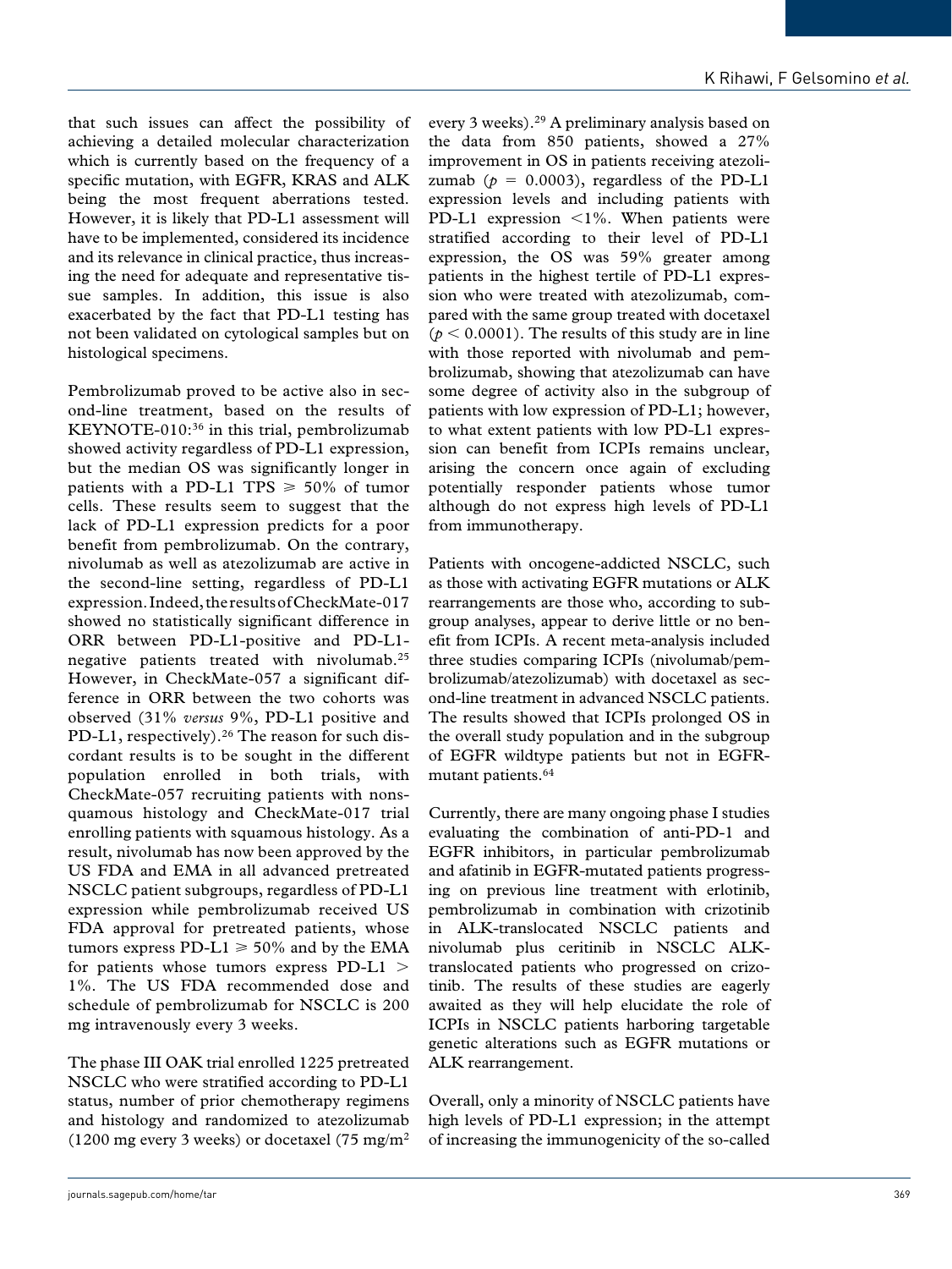that such issues can affect the possibility of achieving a detailed molecular characterization which is currently based on the frequency of a specific mutation, with EGFR, KRAS and ALK being the most frequent aberrations tested. However, it is likely that PD-L1 assessment will have to be implemented, considered its incidence and its relevance in clinical practice, thus increasing the need for adequate and representative tissue samples. In addition, this issue is also exacerbated by the fact that PD-L1 testing has not been validated on cytological samples but on histological specimens.

Pembrolizumab proved to be active also in second-line treatment, based on the results of KEYNOTE-010:[36] in this trial, pembrolizumab showed activity regardless of PD-L1 expression, but the median OS was significantly longer in patients with a PD-L1 TPS $\geqslant$ 50% of tumor cells. These results seem to suggest that the lack of PD-L1 expression predicts for a poor benefit from pembrolizumab. On the contrary, nivolumab as well as atezolizumab are active in the second-line setting, regardless of PD-L1 expression. Indeed, the results of CheckMate-017 showed no statistically significant difference in ORR between PD-L1-positive and PD-L1-negative patients treated with nivolumab.[25] However, in CheckMate-057 a significant difference in ORR between the two cohorts was observed (31% *versus* 9%, PD-L1 positive and PD-L1, respectively).[26] The reason for such discordant results is to be sought in the different population enrolled in both trials, with CheckMate-057 recruiting patients with nonsquamous histology and CheckMate-017 trial enrolling patients with squamous histology. As a result, nivolumab has now been approved by the US FDA and EMA in all advanced pretreated NSCLC patient subgroups, regardless of PD-L1 expression while pembrolizumab received US FDA approval for pretreated patients, whose tumors express PD-L1 $\geqslant$ 50% and by the EMA for patients whose tumors express PD-L1 > 1%. The US FDA recommended dose and schedule of pembrolizumab for NSCLC is 200 mg intravenously every 3 weeks.

The phase III OAK trial enrolled 1225 pretreated NSCLC who were stratified according to PD-L1 status, number of prior chemotherapy regimens and histology and randomized to atezolizumab (1200 mg every 3 weeks) or docetaxel (75 mg/m$^2$ every 3 weeks).[29] A preliminary analysis based on the data from 850 patients, showed a 27% improvement in OS in patients receiving atezolizumab ($p$ = 0.0003), regardless of the PD-L1 expression levels and including patients with PD-L1 expression <1%. When patients were stratified according to their level of PD-L1 expression, the OS was 59% greater among patients in the highest tertile of PD-L1 expression who were treated with atezolizumab, compared with the same group treated with docetaxel ($p < 0.0001$). The results of this study are in line with those reported with nivolumab and pembrolizumab, showing that atezolizumab can have some degree of activity also in the subgroup of patients with low expression of PD-L1; however, to what extent patients with low PD-L1 expression can benefit from ICPIs remains unclear, arising the concern once again of excluding potentially responder patients whose tumor although do not express high levels of PD-L1 from immunotherapy.

Patients with oncogene-addicted NSCLC, such as those with activating EGFR mutations or ALK rearrangements are those who, according to subgroup analyses, appear to derive little or no benefit from ICPIs. A recent meta-analysis included three studies comparing ICPIs (nivolumab/pembrolizumab/atezolizumab) with docetaxel as second-line treatment in advanced NSCLC patients. The results showed that ICPIs prolonged OS in the overall study population and in the subgroup of EGFR wildtype patients but not in EGFR-mutant patients.[64]

Currently, there are many ongoing phase I studies evaluating the combination of anti-PD-1 and EGFR inhibitors, in particular pembrolizumab and afatinib in EGFR-mutated patients progressing on previous line treatment with erlotinib, pembrolizumab in combination with crizotinib in ALK-translocated NSCLC patients and nivolumab plus ceritinib in NSCLC ALK-translocated patients who progressed on crizotinib. The results of these studies are eagerly awaited as they will help elucidate the role of ICPIs in NSCLC patients harboring targetable genetic alterations such as EGFR mutations or ALK rearrangement.

Overall, only a minority of NSCLC patients have high levels of PD-L1 expression; in the attempt of increasing the immunogenicity of the so-called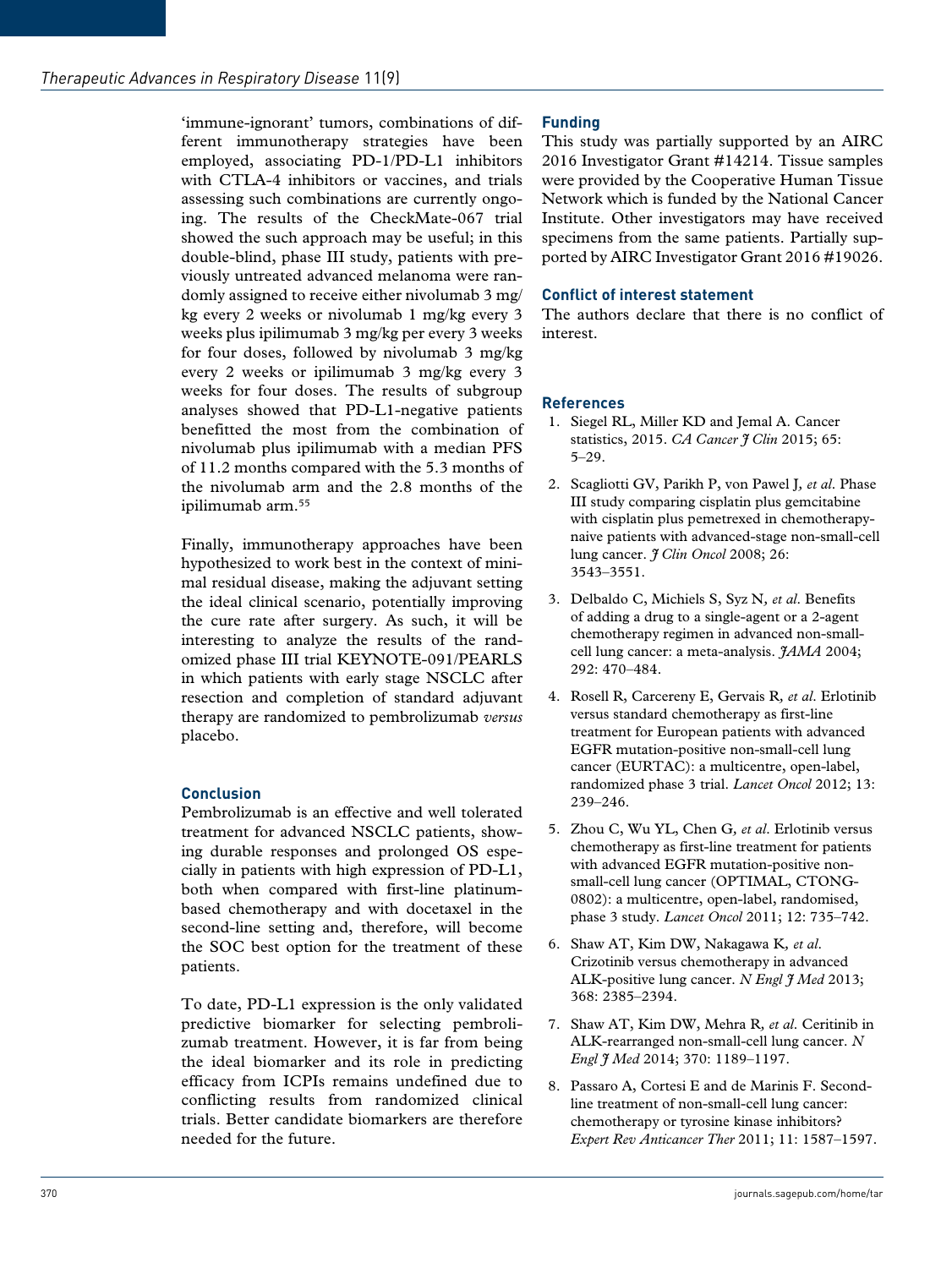'immune-ignorant' tumors, combinations of different immunotherapy strategies have been employed, associating PD-1/PD-L1 inhibitors with CTLA-4 inhibitors or vaccines, and trials assessing such combinations are currently ongoing. The results of the CheckMate-067 trial showed the such approach may be useful; in this double-blind, phase III study, patients with previously untreated advanced melanoma were randomly assigned to receive either nivolumab 3 mg/kg every 2 weeks or nivolumab 1 mg/kg every 3 weeks plus ipilimumab 3 mg/kg per every 3 weeks for four doses, followed by nivolumab 3 mg/kg every 2 weeks or ipilimumab 3 mg/kg every 3 weeks for four doses. The results of subgroup analyses showed that PD-L1-negative patients benefitted the most from the combination of nivolumab plus ipilimumab with a median PFS of 11.2 months compared with the 5.3 months of the nivolumab arm and the 2.8 months of the ipilimumab arm.[55]

Finally, immunotherapy approaches have been hypothesized to work best in the context of minimal residual disease, making the adjuvant setting the ideal clinical scenario, potentially improving the cure rate after surgery. As such, it will be interesting to analyze the results of the randomized phase III trial KEYNOTE-091/PEARLS in which patients with early stage NSCLC after resection and completion of standard adjuvant therapy are randomized to pembrolizumab *versus* placebo.

## Conclusion

Pembrolizumab is an effective and well tolerated treatment for advanced NSCLC patients, showing durable responses and prolonged OS especially in patients with high expression of PD-L1, both when compared with first-line platinum-based chemotherapy and with docetaxel in the second-line setting and, therefore, will become the SOC best option for the treatment of these patients.

To date, PD-L1 expression is the only validated predictive biomarker for selecting pembrolizumab treatment. However, it is far from being the ideal biomarker and its role in predicting efficacy from ICPIs remains undefined due to conflicting results from randomized clinical trials. Better candidate biomarkers are therefore needed for the future.

## Funding

This study was partially supported by an AIRC 2016 Investigator Grant #14214. Tissue samples were provided by the Cooperative Human Tissue Network which is funded by the National Cancer Institute. Other investigators may have received specimens from the same patients. Partially supported by AIRC Investigator Grant 2016 #19026.

## Conflict of interest statement

The authors declare that there is no conflict of interest.

## References

1. Siegel RL, Miller KD and Jemal A. Cancer statistics, 2015. *CA Cancer J Clin* 2015; 65: 5–29.
2. Scagliotti GV, Parikh P, von Pawel J, *et al*. Phase III study comparing cisplatin plus gemcitabine with cisplatin plus pemetrexed in chemotherapy-naive patients with advanced-stage non-small-cell lung cancer. *J Clin Oncol* 2008; 26: 3543–3551.
3. Delbaldo C, Michiels S, Syz N, *et al*. Benefits of adding a drug to a single-agent or a 2-agent chemotherapy regimen in advanced non-small-cell lung cancer: a meta-analysis. *JAMA* 2004; 292: 470–484.
4. Rosell R, Carcereny E, Gervais R, *et al*. Erlotinib versus standard chemotherapy as first-line treatment for European patients with advanced EGFR mutation-positive non-small-cell lung cancer (EURTAC): a multicentre, open-label, randomized phase 3 trial. *Lancet Oncol* 2012; 13: 239–246.
5. Zhou C, Wu YL, Chen G, *et al*. Erlotinib versus chemotherapy as first-line treatment for patients with advanced EGFR mutation-positive non-small-cell lung cancer (OPTIMAL, CTONG-0802): a multicentre, open-label, randomised, phase 3 study. *Lancet Oncol* 2011; 12: 735–742.
6. Shaw AT, Kim DW, Nakagawa K, *et al*. Crizotinib versus chemotherapy in advanced ALK-positive lung cancer. *N Engl J Med* 2013; 368: 2385–2394.
7. Shaw AT, Kim DW, Mehra R, *et al*. Ceritinib in ALK-rearranged non-small-cell lung cancer. *N Engl J Med* 2014; 370: 1189–1197.
8. Passaro A, Cortesi E and de Marinis F. Second-line treatment of non-small-cell lung cancer: chemotherapy or tyrosine kinase inhibitors? *Expert Rev Anticancer Ther* 2011; 11: 1587–1597.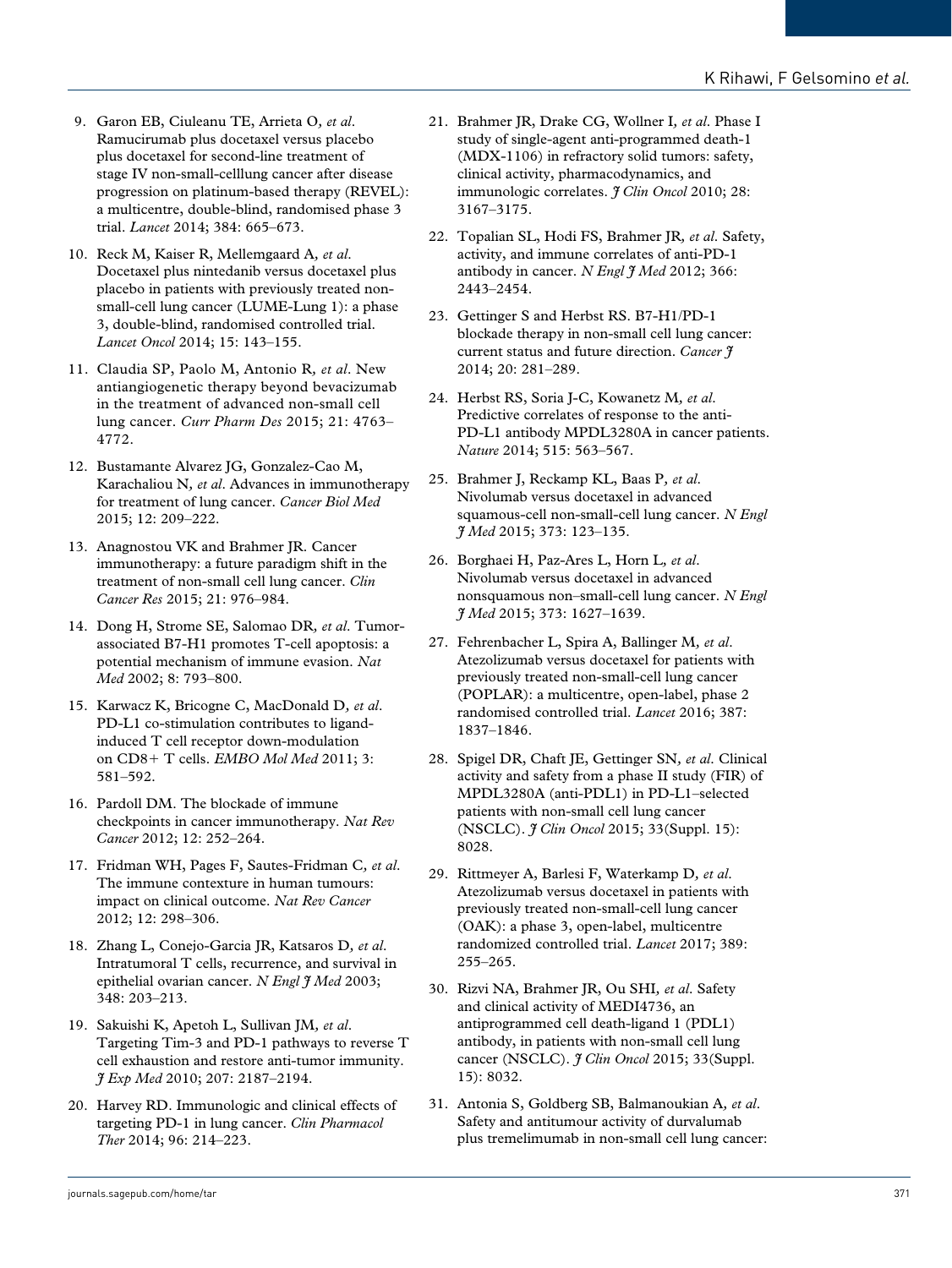9. Garon EB, Ciuleanu TE, Arrieta O, *et al*. Ramucirumab plus docetaxel versus placebo plus docetaxel for second-line treatment of stage IV non-small-celllung cancer after disease progression on platinum-based therapy (REVEL): a multicentre, double-blind, randomised phase 3 trial. *Lancet* 2014; 384: 665–673.

10. Reck M, Kaiser R, Mellemgaard A, *et al*. Docetaxel plus nintedanib versus docetaxel plus placebo in patients with previously treated non-small-cell lung cancer (LUME-Lung 1): a phase 3, double-blind, randomised controlled trial. *Lancet Oncol* 2014; 15: 143–155.

11. Claudia SP, Paolo M, Antonio R, *et al*. New antiangiogenetic therapy beyond bevacizumab in the treatment of advanced non-small cell lung cancer. *Curr Pharm Des* 2015; 21: 4763–4772.

12. Bustamante Alvarez JG, Gonzalez-Cao M, Karachaliou N, *et al*. Advances in immunotherapy for treatment of lung cancer. *Cancer Biol Med* 2015; 12: 209–222.

13. Anagnostou VK and Brahmer JR. Cancer immunotherapy: a future paradigm shift in the treatment of non-small cell lung cancer. *Clin Cancer Res* 2015; 21: 976–984.

14. Dong H, Strome SE, Salomao DR, *et al*. Tumor-associated B7-H1 promotes T-cell apoptosis: a potential mechanism of immune evasion. *Nat Med* 2002; 8: 793–800.

15. Karwacz K, Bricogne C, MacDonald D, *et al*. PD-L1 co-stimulation contributes to ligand-induced T cell receptor down-modulation on CD8+ T cells. *EMBO Mol Med* 2011; 3: 581–592.

16. Pardoll DM. The blockade of immune checkpoints in cancer immunotherapy. *Nat Rev Cancer* 2012; 12: 252–264.

17. Fridman WH, Pages F, Sautes-Fridman C, *et al*. The immune contexture in human tumours: impact on clinical outcome. *Nat Rev Cancer* 2012; 12: 298–306.

18. Zhang L, Conejo-Garcia JR, Katsaros D, *et al*. Intratumoral T cells, recurrence, and survival in epithelial ovarian cancer. *N Engl J Med* 2003; 348: 203–213.

19. Sakuishi K, Apetoh L, Sullivan JM, *et al*. Targeting Tim-3 and PD-1 pathways to reverse T cell exhaustion and restore anti-tumor immunity. *J Exp Med* 2010; 207: 2187–2194.

20. Harvey RD. Immunologic and clinical effects of targeting PD-1 in lung cancer. *Clin Pharmacol Ther* 2014; 96: 214–223.

21. Brahmer JR, Drake CG, Wollner I, *et al*. Phase I study of single-agent anti-programmed death-1 (MDX-1106) in refractory solid tumors: safety, clinical activity, pharmacodynamics, and immunologic correlates. *J Clin Oncol* 2010; 28: 3167–3175.

22. Topalian SL, Hodi FS, Brahmer JR, *et al*. Safety, activity, and immune correlates of anti-PD-1 antibody in cancer. *N Engl J Med* 2012; 366: 2443–2454.

23. Gettinger S and Herbst RS. B7-H1/PD-1 blockade therapy in non-small cell lung cancer: current status and future direction. *Cancer J* 2014; 20: 281–289.

24. Herbst RS, Soria J-C, Kowanetz M, *et al*. Predictive correlates of response to the anti-PD-L1 antibody MPDL3280A in cancer patients. *Nature* 2014; 515: 563–567.

25. Brahmer J, Reckamp KL, Baas P, *et al*. Nivolumab versus docetaxel in advanced squamous-cell non-small-cell lung cancer. *N Engl J Med* 2015; 373: 123–135.

26. Borghaei H, Paz-Ares L, Horn L, *et al*. Nivolumab versus docetaxel in advanced nonsquamous non–small-cell lung cancer. *N Engl J Med* 2015; 373: 1627–1639.

27. Fehrenbacher L, Spira A, Ballinger M, *et al*. Atezolizumab versus docetaxel for patients with previously treated non-small-cell lung cancer (POPLAR): a multicentre, open-label, phase 2 randomised controlled trial. *Lancet* 2016; 387: 1837–1846.

28. Spigel DR, Chaft JE, Gettinger SN, *et al*. Clinical activity and safety from a phase II study (FIR) of MPDL3280A (anti-PDL1) in PD-L1–selected patients with non-small cell lung cancer (NSCLC). *J Clin Oncol* 2015; 33(Suppl. 15): 8028.

29. Rittmeyer A, Barlesi F, Waterkamp D, *et al*. Atezolizumab versus docetaxel in patients with previously treated non-small-cell lung cancer (OAK): a phase 3, open-label, multicentre randomized controlled trial. *Lancet* 2017; 389: 255–265.

30. Rizvi NA, Brahmer JR, Ou SHI, *et al*. Safety and clinical activity of MEDI4736, an antiprogrammed cell death-ligand 1 (PDL1) antibody, in patients with non-small cell lung cancer (NSCLC). *J Clin Oncol* 2015; 33(Suppl. 15): 8032.

31. Antonia S, Goldberg SB, Balmanoukian A, *et al*. Safety and antitumour activity of durvalumab plus tremelimumab in non-small cell lung cancer: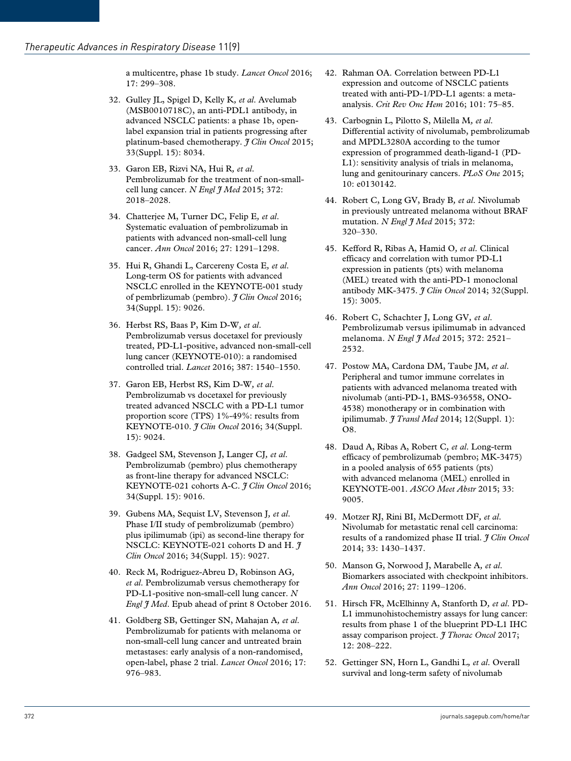a multicentre, phase 1b study. *Lancet Oncol* 2016; 17: 299–308.

32. Gulley JL, Spigel D, Kelly K, *et al*. Avelumab (MSB0010718C), an anti-PDL1 antibody, in advanced NSCLC patients: a phase 1b, open-label expansion trial in patients progressing after platinum-based chemotherapy. *J Clin Oncol* 2015; 33(Suppl. 15): 8034.

33. Garon EB, Rizvi NA, Hui R, *et al*. Pembrolizumab for the treatment of non-small-cell lung cancer. *N Engl J Med* 2015; 372: 2018–2028.

34. Chatterjee M, Turner DC, Felip E, *et al*. Systematic evaluation of pembrolizumab in patients with advanced non-small-cell lung cancer. *Ann Oncol* 2016; 27: 1291–1298.

35. Hui R, Ghandi L, Carcereny Costa E, *et al*. Long-term OS for patients with advanced NSCLC enrolled in the KEYNOTE-001 study of pembrlizumab (pembro). *J Clin Oncol* 2016; 34(Suppl. 15): 9026.

36. Herbst RS, Baas P, Kim D-W, *et al*. Pembrolizumab versus docetaxel for previously treated, PD-L1-positive, advanced non-small-cell lung cancer (KEYNOTE-010): a randomised controlled trial. *Lancet* 2016; 387: 1540–1550.

37. Garon EB, Herbst RS, Kim D-W, *et al*. Pembrolizumab vs docetaxel for previously treated advanced NSCLC with a PD-L1 tumor proportion score (TPS) 1%-49%: results from KEYNOTE-010. *J Clin Oncol* 2016; 34(Suppl. 15): 9024.

38. Gadgeel SM, Stevenson J, Langer CJ, *et al*. Pembrolizumab (pembro) plus chemotherapy as front-line therapy for advanced NSCLC: KEYNOTE-021 cohorts A-C. *J Clin Oncol* 2016; 34(Suppl. 15): 9016.

39. Gubens MA, Sequist LV, Stevenson J, *et al*. Phase I/II study of pembrolizumab (pembro) plus ipilimumab (ipi) as second-line therapy for NSCLC: KEYNOTE-021 cohorts D and H. *J Clin Oncol* 2016; 34(Suppl. 15): 9027.

40. Reck M, Rodriguez-Abreu D, Robinson AG, *et al*. Pembrolizumab versus chemotherapy for PD-L1-positive non-small-cell lung cancer. *N Engl J Med*. Epub ahead of print 8 October 2016.

41. Goldberg SB, Gettinger SN, Mahajan A, *et al*. Pembrolizumab for patients with melanoma or non-small-cell lung cancer and untreated brain metastases: early analysis of a non-randomised, open-label, phase 2 trial. *Lancet Oncol* 2016; 17: 976–983.

42. Rahman OA. Correlation between PD-L1 expression and outcome of NSCLC patients treated with anti-PD-1/PD-L1 agents: a meta-analysis. *Crit Rev Onc Hem* 2016; 101: 75–85.

43. Carbognin L, Pilotto S, Milella M, *et al*. Differential activity of nivolumab, pembrolizumab and MPDL3280A according to the tumor expression of programmed death-ligand-1 (PD-L1): sensitivity analysis of trials in melanoma, lung and genitourinary cancers. *PLoS One* 2015; 10: e0130142.

44. Robert C, Long GV, Brady B, *et al*. Nivolumab in previously untreated melanoma without BRAF mutation. *N Engl J Med* 2015; 372: 320–330.

45. Kefford R, Ribas A, Hamid O, *et al*. Clinical efficacy and correlation with tumor PD-L1 expression in patients (pts) with melanoma (MEL) treated with the anti-PD-1 monoclonal antibody MK-3475. *J Clin Oncol* 2014; 32(Suppl. 15): 3005.

46. Robert C, Schachter J, Long GV, *et al*. Pembrolizumab versus ipilimumab in advanced melanoma. *N Engl J Med* 2015; 372: 2521–2532.

47. Postow MA, Cardona DM, Taube JM, *et al*. Peripheral and tumor immune correlates in patients with advanced melanoma treated with nivolumab (anti-PD-1, BMS-936558, ONO-4538) monotherapy or in combination with ipilimumab. *J Transl Med* 2014; 12(Suppl. 1): O8.

48. Daud A, Ribas A, Robert C, *et al*. Long-term efficacy of pembrolizumab (pembro; MK-3475) in a pooled analysis of 655 patients (pts) with advanced melanoma (MEL) enrolled in KEYNOTE-001. *ASCO Meet Abstr* 2015; 33: 9005.

49. Motzer RJ, Rini BI, McDermott DF, *et al*. Nivolumab for metastatic renal cell carcinoma: results of a randomized phase II trial. *J Clin Oncol* 2014; 33: 1430–1437.

50. Manson G, Norwood J, Marabelle A, *et al*. Biomarkers associated with checkpoint inhibitors. *Ann Oncol* 2016; 27: 1199–1206.

51. Hirsch FR, McElhinny A, Stanforth D, *et al*. PD-L1 immunohistochemistry assays for lung cancer: results from phase 1 of the blueprint PD-L1 IHC assay comparison project. *J Thorac Oncol* 2017; 12: 208–222.

52. Gettinger SN, Horn L, Gandhi L, *et al*. Overall survival and long-term safety of nivolumab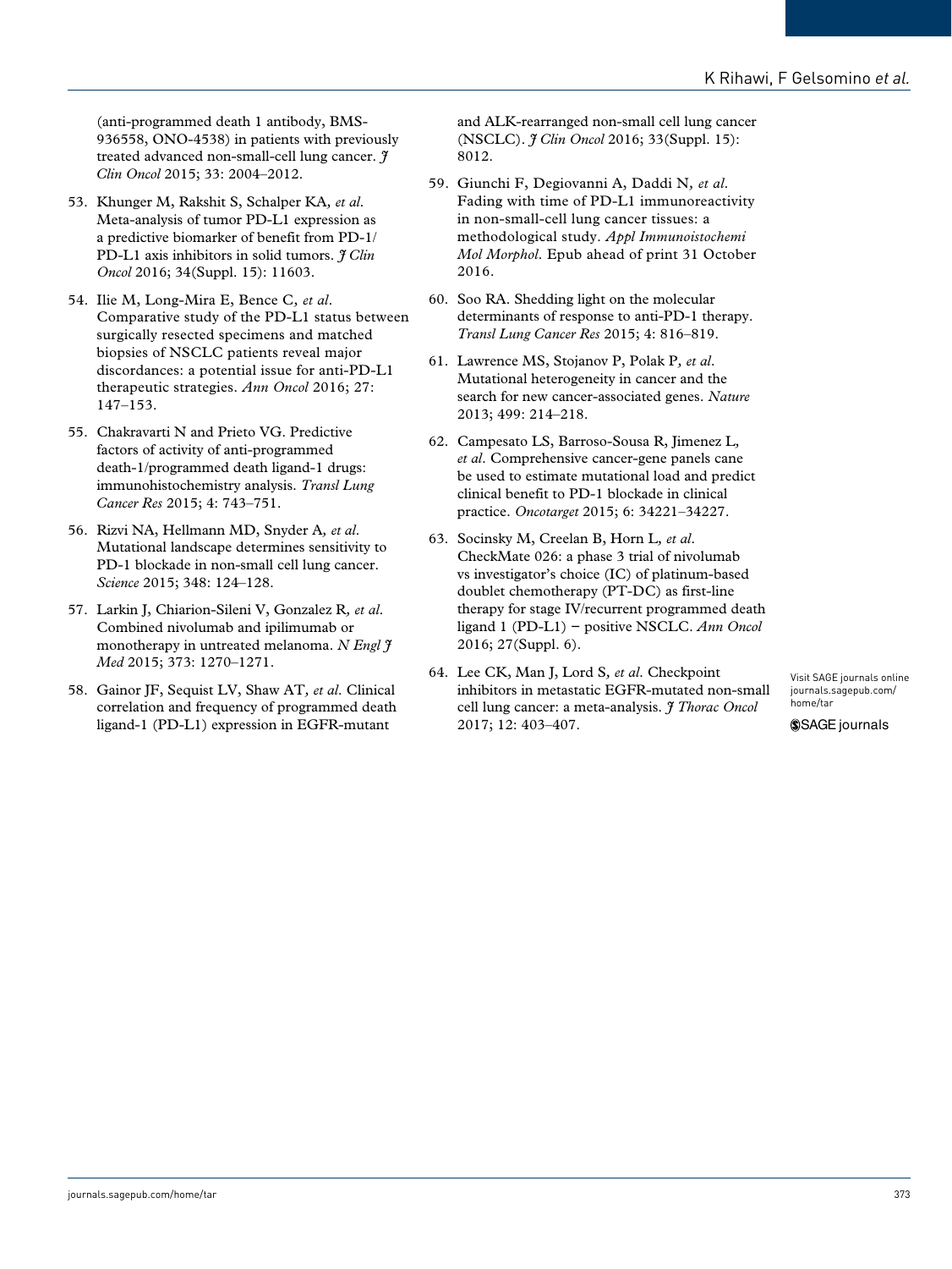(anti-programmed death 1 antibody, BMS-936558, ONO-4538) in patients with previously treated advanced non-small-cell lung cancer. *J Clin Oncol* 2015; 33: 2004–2012.

53. Khunger M, Rakshit S, Schalper KA, *et al*. Meta-analysis of tumor PD-L1 expression as a predictive biomarker of benefit from PD-1/PD-L1 axis inhibitors in solid tumors. *J Clin Oncol* 2016; 34(Suppl. 15): 11603.

54. Ilie M, Long-Mira E, Bence C, *et al*. Comparative study of the PD-L1 status between surgically resected specimens and matched biopsies of NSCLC patients reveal major discordances: a potential issue for anti-PD-L1 therapeutic strategies. *Ann Oncol* 2016; 27: 147–153.

55. Chakravarti N and Prieto VG. Predictive factors of activity of anti-programmed death-1/programmed death ligand-1 drugs: immunohistochemistry analysis. *Transl Lung Cancer Res* 2015; 4: 743–751.

56. Rizvi NA, Hellmann MD, Snyder A, *et al*. Mutational landscape determines sensitivity to PD-1 blockade in non-small cell lung cancer. *Science* 2015; 348: 124–128.

57. Larkin J, Chiarion-Sileni V, Gonzalez R, *et al*. Combined nivolumab and ipilimumab or monotherapy in untreated melanoma. *N Engl J Med* 2015; 373: 1270–1271.

58. Gainor JF, Sequist LV, Shaw AT, *et al*. Clinical correlation and frequency of programmed death ligand-1 (PD-L1) expression in EGFR-mutant and ALK-rearranged non-small cell lung cancer (NSCLC). *J Clin Oncol* 2016; 33(Suppl. 15): 8012.

59. Giunchi F, Degiovanni A, Daddi N, *et al*. Fading with time of PD-L1 immunoreactivity in non-small-cell lung cancer tissues: a methodological study. *Appl Immunoistochemi Mol Morphol*. Epub ahead of print 31 October 2016.

60. Soo RA. Shedding light on the molecular determinants of response to anti-PD-1 therapy. *Transl Lung Cancer Res* 2015; 4: 816–819.

61. Lawrence MS, Stojanov P, Polak P, *et al*. Mutational heterogeneity in cancer and the search for new cancer-associated genes. *Nature* 2013; 499: 214–218.

62. Campesato LS, Barroso-Sousa R, Jimenez L, *et al*. Comprehensive cancer-gene panels cane be used to estimate mutational load and predict clinical benefit to PD-1 blockade in clinical practice. *Oncotarget* 2015; 6: 34221–34227.

63. Socinsky M, Creelan B, Horn L, *et al*. CheckMate 026: a phase 3 trial of nivolumab vs investigator's choice (IC) of platinum-based doublet chemotherapy (PT-DC) as first-line therapy for stage IV/recurrent programmed death ligand 1 (PD-L1) − positive NSCLC. *Ann Oncol* 2016; 27(Suppl. 6).

64. Lee CK, Man J, Lord S, *et al*. Checkpoint inhibitors in metastatic EGFR-mutated non-small cell lung cancer: a meta-analysis. *J Thorac Oncol* 2017; 12: 403–407.

Visit SAGE journals online journals.sagepub.com/home/tar

SAGE journals